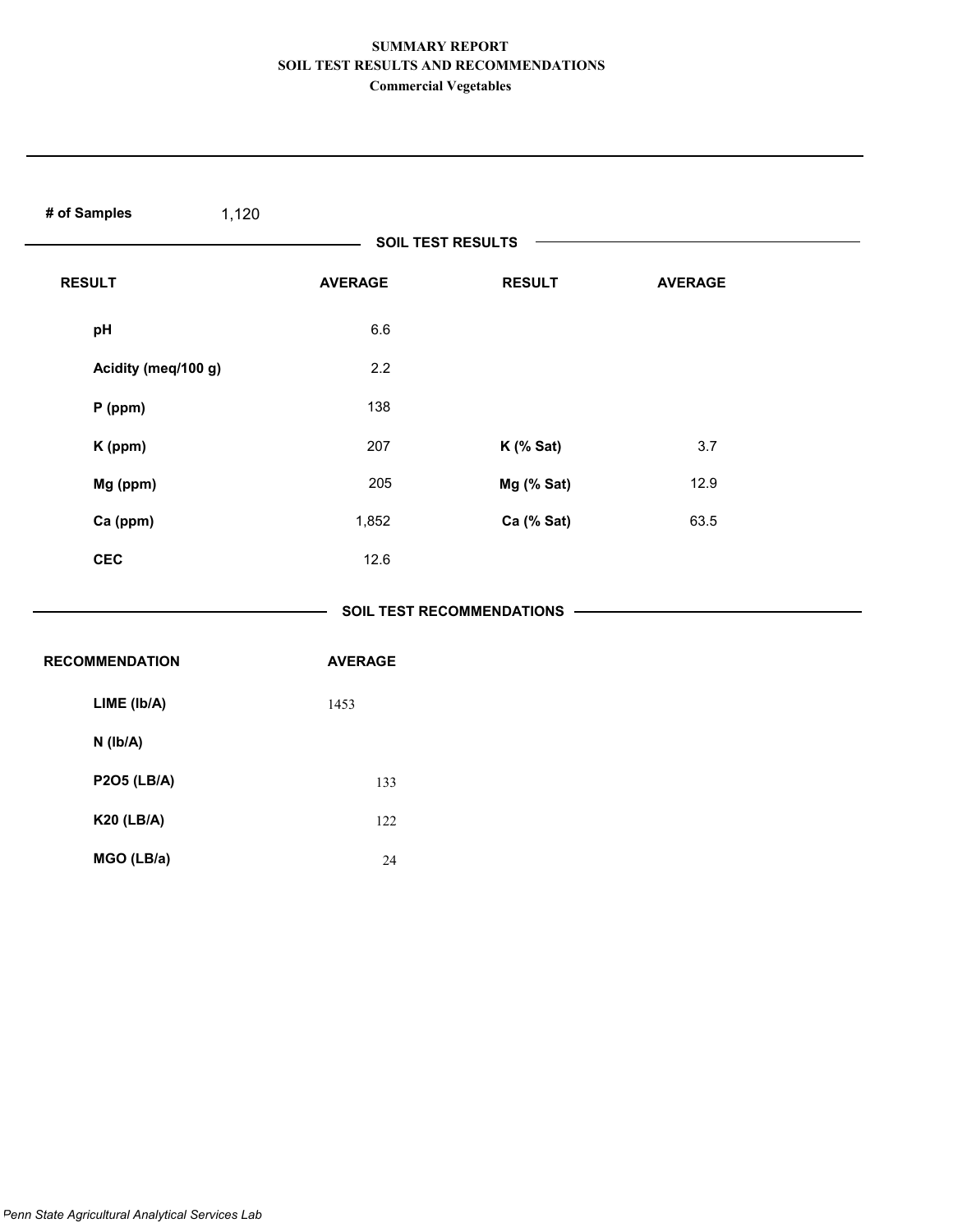# SUMMARY REPORT

## SOIL TEST RESULTS AND RECOMMENDATIONS

### Commercial Vegetables

**# of Samples** 1,120

**SOIL TEST RESULTS**

| RESULT | AVERAGE | RESULT | AVERAGE |
|---|---|---|---|
| pH | 6.6 | | |
| Acidity (meq/100 g) | 2.2 | | |
| P (ppm) | 138 | | |
| K (ppm) | 207 | K (% Sat) | 3.7 |
| Mg (ppm) | 205 | Mg (% Sat) | 12.9 |
| Ca (ppm) | 1,852 | Ca (% Sat) | 63.5 |
| CEC | 12.6 | | |

**SOIL TEST RECOMMENDATIONS**

| RECOMMENDATION | AVERAGE |
|---|---|
| LIME (lb/A) | 1453 |
| N (lb/A) | |
| P2O5 (LB/A) | 133 |
| K20 (LB/A) | 122 |
| MGO (LB/a) | 24 |

*Penn State Agricultural Analytical Services Lab*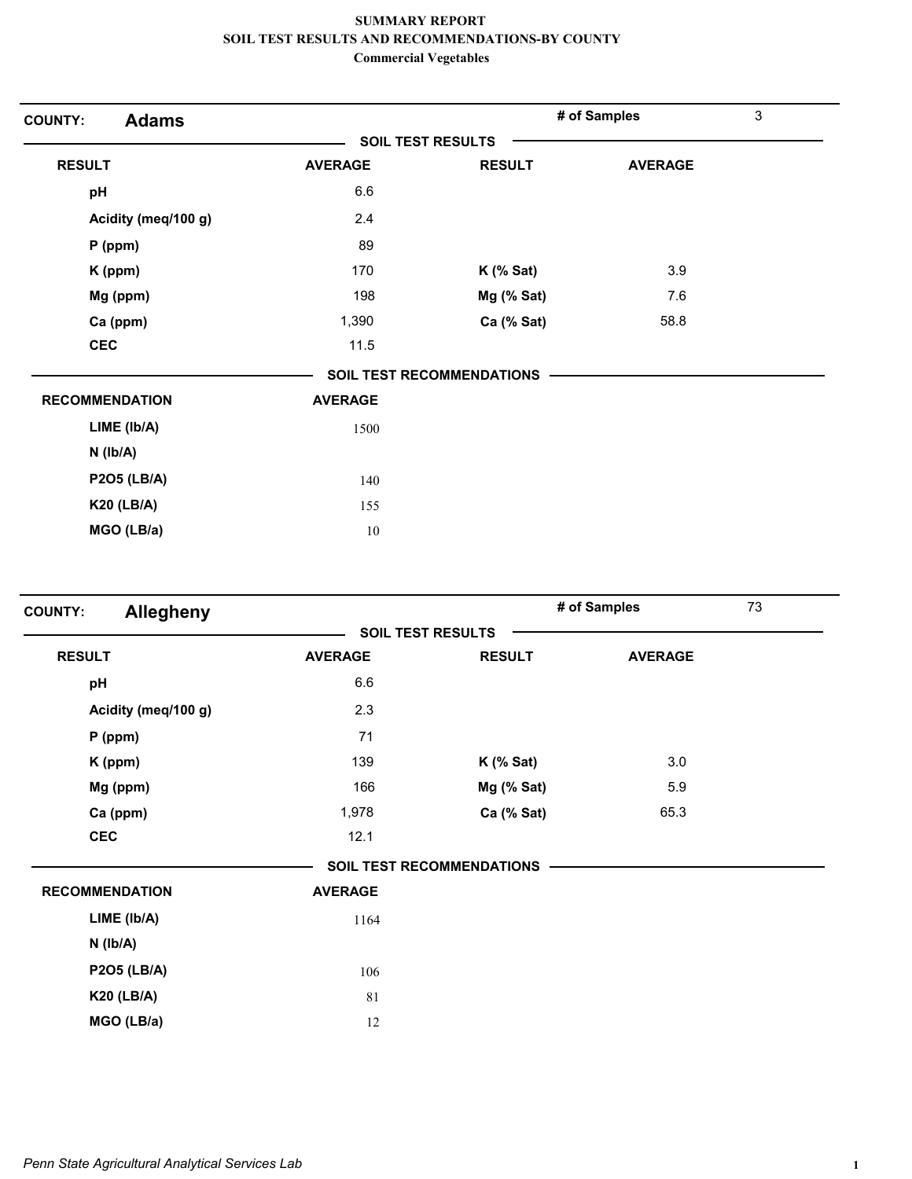# SUMMARY REPORT
## SOIL TEST RESULTS AND RECOMMENDATIONS-BY COUNTY
### Commercial Vegetables

**COUNTY:** **Adams** — **# of Samples:** 3

**SOIL TEST RESULTS**

| RESULT | AVERAGE | RESULT | AVERAGE |
|---|---|---|---|
| pH | 6.6 | | |
| Acidity (meq/100 g) | 2.4 | | |
| P (ppm) | 89 | | |
| K (ppm) | 170 | K (% Sat) | 3.9 |
| Mg (ppm) | 198 | Mg (% Sat) | 7.6 |
| Ca (ppm) | 1,390 | Ca (% Sat) | 58.8 |
| CEC | 11.5 | | |

**SOIL TEST RECOMMENDATIONS**

| RECOMMENDATION | AVERAGE |
|---|---|
| LIME (lb/A) | 1500 |
| N (lb/A) | |
| P2O5 (LB/A) | 140 |
| K20 (LB/A) | 155 |
| MGO (LB/a) | 10 |

**COUNTY:** **Allegheny** — **# of Samples:** 73

**SOIL TEST RESULTS**

| RESULT | AVERAGE | RESULT | AVERAGE |
|---|---|---|---|
| pH | 6.6 | | |
| Acidity (meq/100 g) | 2.3 | | |
| P (ppm) | 71 | | |
| K (ppm) | 139 | K (% Sat) | 3.0 |
| Mg (ppm) | 166 | Mg (% Sat) | 5.9 |
| Ca (ppm) | 1,978 | Ca (% Sat) | 65.3 |
| CEC | 12.1 | | |

**SOIL TEST RECOMMENDATIONS**

| RECOMMENDATION | AVERAGE |
|---|---|
| LIME (lb/A) | 1164 |
| N (lb/A) | |
| P2O5 (LB/A) | 106 |
| K20 (LB/A) | 81 |
| MGO (LB/a) | 12 |

*Penn State Agricultural Analytical Services Lab*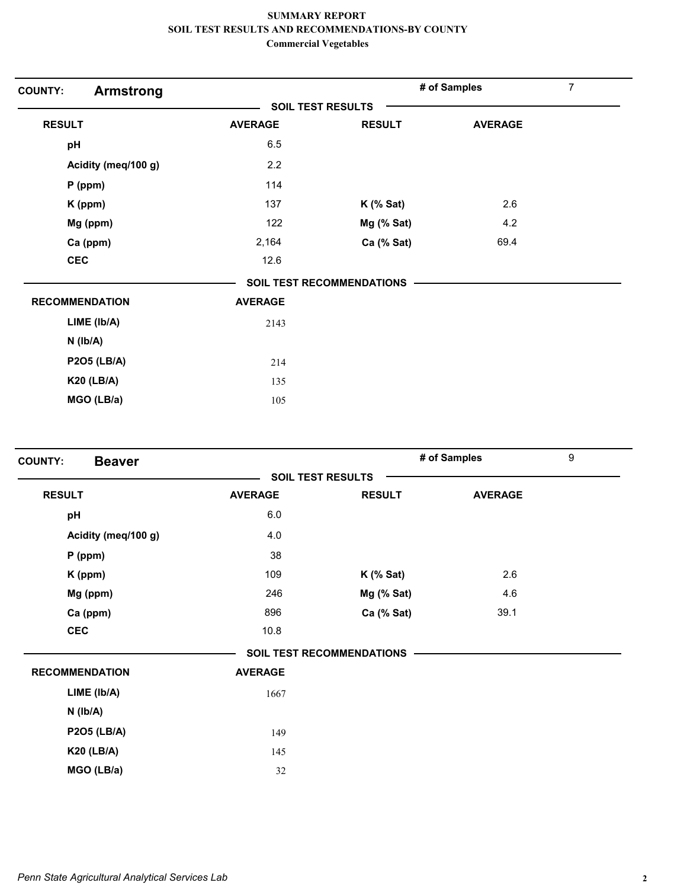# SUMMARY REPORT
## SOIL TEST RESULTS AND RECOMMENDATIONS-BY COUNTY
### Commercial Vegetables

**COUNTY:** **Armstrong** | **# of Samples** 7

**SOIL TEST RESULTS**

| RESULT | AVERAGE | RESULT | AVERAGE |
|---|---|---|---|
| pH | 6.5 | | |
| Acidity (meq/100 g) | 2.2 | | |
| P (ppm) | 114 | | |
| K (ppm) | 137 | K (% Sat) | 2.6 |
| Mg (ppm) | 122 | Mg (% Sat) | 4.2 |
| Ca (ppm) | 2,164 | Ca (% Sat) | 69.4 |
| CEC | 12.6 | | |

**SOIL TEST RECOMMENDATIONS**

| RECOMMENDATION | AVERAGE |
|---|---|
| LIME (lb/A) | 2143 |
| N (lb/A) | |
| P2O5 (LB/A) | 214 |
| K20 (LB/A) | 135 |
| MGO (LB/a) | 105 |

**COUNTY:** **Beaver** | **# of Samples** 9

**SOIL TEST RESULTS**

| RESULT | AVERAGE | RESULT | AVERAGE |
|---|---|---|---|
| pH | 6.0 | | |
| Acidity (meq/100 g) | 4.0 | | |
| P (ppm) | 38 | | |
| K (ppm) | 109 | K (% Sat) | 2.6 |
| Mg (ppm) | 246 | Mg (% Sat) | 4.6 |
| Ca (ppm) | 896 | Ca (% Sat) | 39.1 |
| CEC | 10.8 | | |

**SOIL TEST RECOMMENDATIONS**

| RECOMMENDATION | AVERAGE |
|---|---|
| LIME (lb/A) | 1667 |
| N (lb/A) | |
| P2O5 (LB/A) | 149 |
| K20 (LB/A) | 145 |
| MGO (LB/a) | 32 |

*Penn State Agricultural Analytical Services Lab*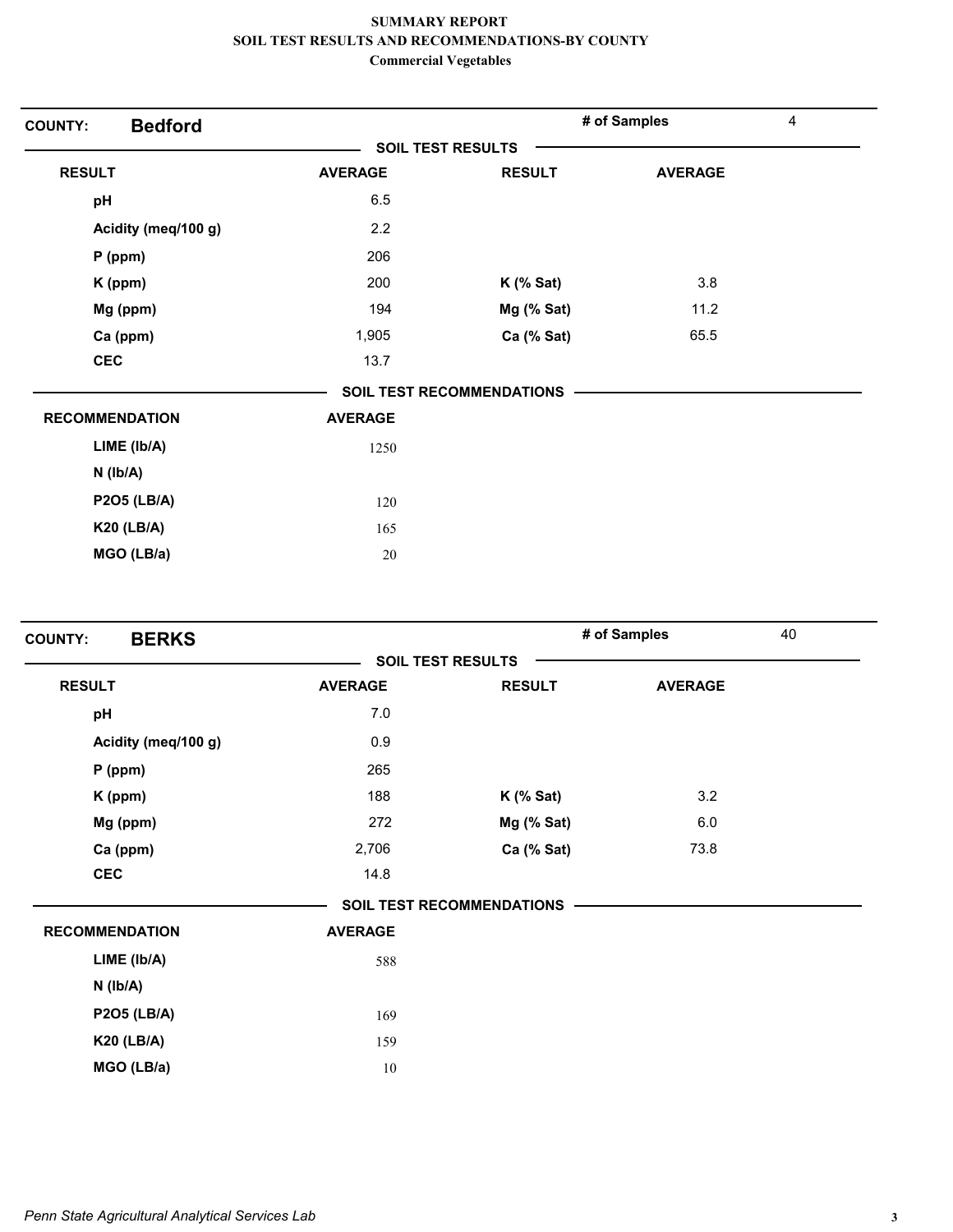**SUMMARY REPORT**
**SOIL TEST RESULTS AND RECOMMENDATIONS-BY COUNTY**
**Commercial Vegetables**

## COUNTY: Bedford

**# of Samples** 4

### SOIL TEST RESULTS

| RESULT | AVERAGE | RESULT | AVERAGE |
|---|---|---|---|
| pH | 6.5 | | |
| Acidity (meq/100 g) | 2.2 | | |
| P (ppm) | 206 | | |
| K (ppm) | 200 | K (% Sat) | 3.8 |
| Mg (ppm) | 194 | Mg (% Sat) | 11.2 |
| Ca (ppm) | 1,905 | Ca (% Sat) | 65.5 |
| CEC | 13.7 | | |

### SOIL TEST RECOMMENDATIONS

| RECOMMENDATION | AVERAGE |
|---|---|
| LIME (lb/A) | 1250 |
| N (lb/A) | |
| P2O5 (LB/A) | 120 |
| K20 (LB/A) | 165 |
| MGO (LB/a) | 20 |

## COUNTY: BERKS

**# of Samples** 40

### SOIL TEST RESULTS

| RESULT | AVERAGE | RESULT | AVERAGE |
|---|---|---|---|
| pH | 7.0 | | |
| Acidity (meq/100 g) | 0.9 | | |
| P (ppm) | 265 | | |
| K (ppm) | 188 | K (% Sat) | 3.2 |
| Mg (ppm) | 272 | Mg (% Sat) | 6.0 |
| Ca (ppm) | 2,706 | Ca (% Sat) | 73.8 |
| CEC | 14.8 | | |

### SOIL TEST RECOMMENDATIONS

| RECOMMENDATION | AVERAGE |
|---|---|
| LIME (lb/A) | 588 |
| N (lb/A) | |
| P2O5 (LB/A) | 169 |
| K20 (LB/A) | 159 |
| MGO (LB/a) | 10 |

*Penn State Agricultural Analytical Services Lab*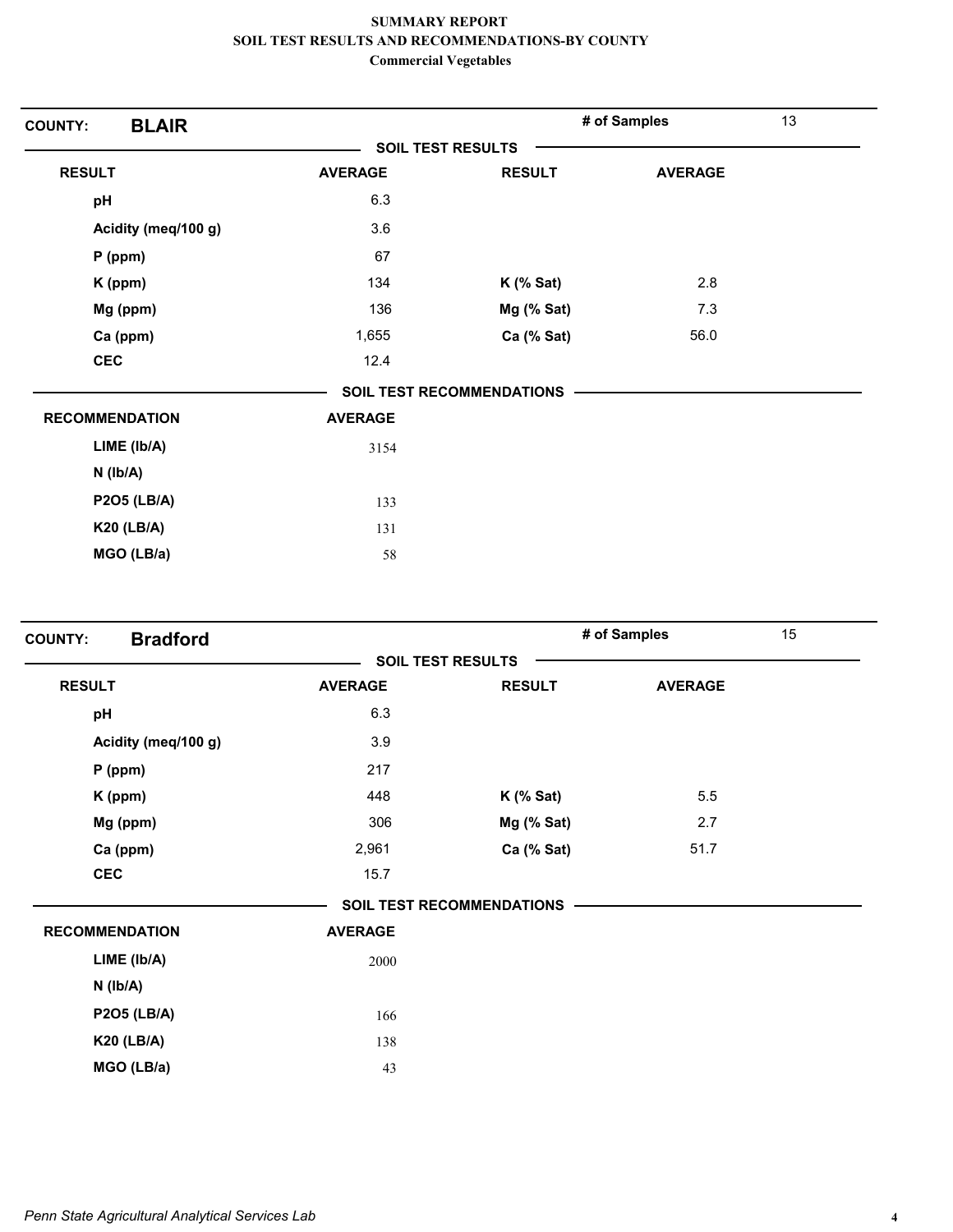# SUMMARY REPORT
## SOIL TEST RESULTS AND RECOMMENDATIONS-BY COUNTY
### Commercial Vegetables

**COUNTY: BLAIR** — # of Samples: 13

**SOIL TEST RESULTS**

| RESULT | AVERAGE | RESULT | AVERAGE |
|---|---|---|---|
| pH | 6.3 | | |
| Acidity (meq/100 g) | 3.6 | | |
| P (ppm) | 67 | | |
| K (ppm) | 134 | K (% Sat) | 2.8 |
| Mg (ppm) | 136 | Mg (% Sat) | 7.3 |
| Ca (ppm) | 1,655 | Ca (% Sat) | 56.0 |
| CEC | 12.4 | | |

**SOIL TEST RECOMMENDATIONS**

| RECOMMENDATION | AVERAGE |
|---|---|
| LIME (lb/A) | 3154 |
| N (lb/A) | |
| P2O5 (LB/A) | 133 |
| K20 (LB/A) | 131 |
| MGO (LB/a) | 58 |

**COUNTY: Bradford** — # of Samples: 15

**SOIL TEST RESULTS**

| RESULT | AVERAGE | RESULT | AVERAGE |
|---|---|---|---|
| pH | 6.3 | | |
| Acidity (meq/100 g) | 3.9 | | |
| P (ppm) | 217 | | |
| K (ppm) | 448 | K (% Sat) | 5.5 |
| Mg (ppm) | 306 | Mg (% Sat) | 2.7 |
| Ca (ppm) | 2,961 | Ca (% Sat) | 51.7 |
| CEC | 15.7 | | |

**SOIL TEST RECOMMENDATIONS**

| RECOMMENDATION | AVERAGE |
|---|---|
| LIME (lb/A) | 2000 |
| N (lb/A) | |
| P2O5 (LB/A) | 166 |
| K20 (LB/A) | 138 |
| MGO (LB/a) | 43 |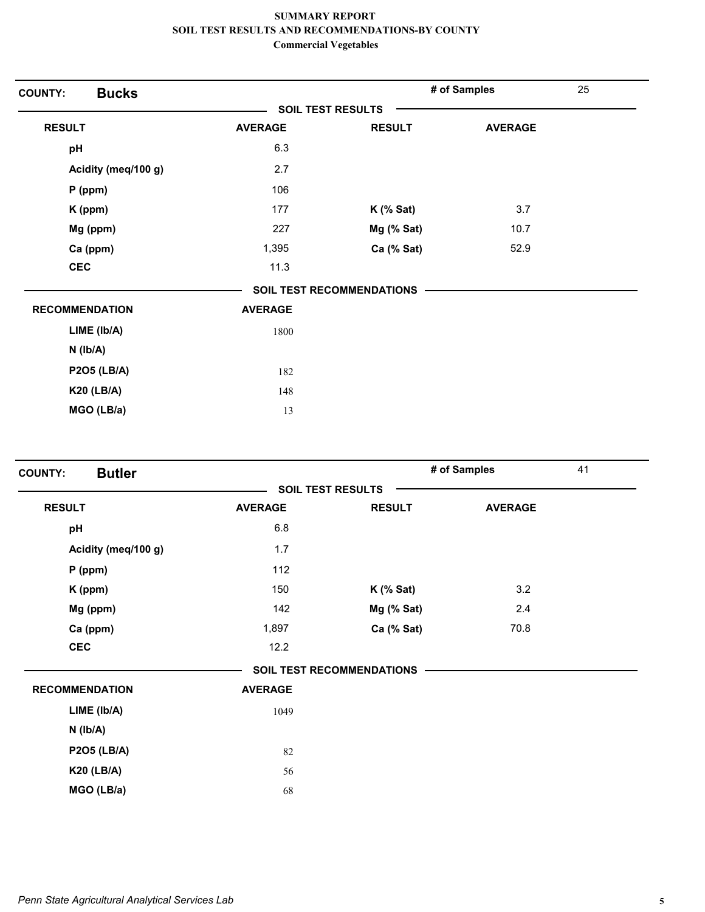# SUMMARY REPORT
## SOIL TEST RESULTS AND RECOMMENDATIONS-BY COUNTY
### Commercial Vegetables

**COUNTY: Bucks** — **# of Samples** 25

**SOIL TEST RESULTS**

| RESULT | AVERAGE | RESULT | AVERAGE |
|---|---|---|---|
| pH | 6.3 | | |
| Acidity (meq/100 g) | 2.7 | | |
| P (ppm) | 106 | | |
| K (ppm) | 177 | K (% Sat) | 3.7 |
| Mg (ppm) | 227 | Mg (% Sat) | 10.7 |
| Ca (ppm) | 1,395 | Ca (% Sat) | 52.9 |
| CEC | 11.3 | | |

**SOIL TEST RECOMMENDATIONS**

| RECOMMENDATION | AVERAGE |
|---|---|
| LIME (lb/A) | 1800 |
| N (lb/A) | |
| P2O5 (LB/A) | 182 |
| K20 (LB/A) | 148 |
| MGO (LB/a) | 13 |

**COUNTY: Butler** — **# of Samples** 41

**SOIL TEST RESULTS**

| RESULT | AVERAGE | RESULT | AVERAGE |
|---|---|---|---|
| pH | 6.8 | | |
| Acidity (meq/100 g) | 1.7 | | |
| P (ppm) | 112 | | |
| K (ppm) | 150 | K (% Sat) | 3.2 |
| Mg (ppm) | 142 | Mg (% Sat) | 2.4 |
| Ca (ppm) | 1,897 | Ca (% Sat) | 70.8 |
| CEC | 12.2 | | |

**SOIL TEST RECOMMENDATIONS**

| RECOMMENDATION | AVERAGE |
|---|---|
| LIME (lb/A) | 1049 |
| N (lb/A) | |
| P2O5 (LB/A) | 82 |
| K20 (LB/A) | 56 |
| MGO (LB/a) | 68 |

*Penn State Agricultural Analytical Services Lab*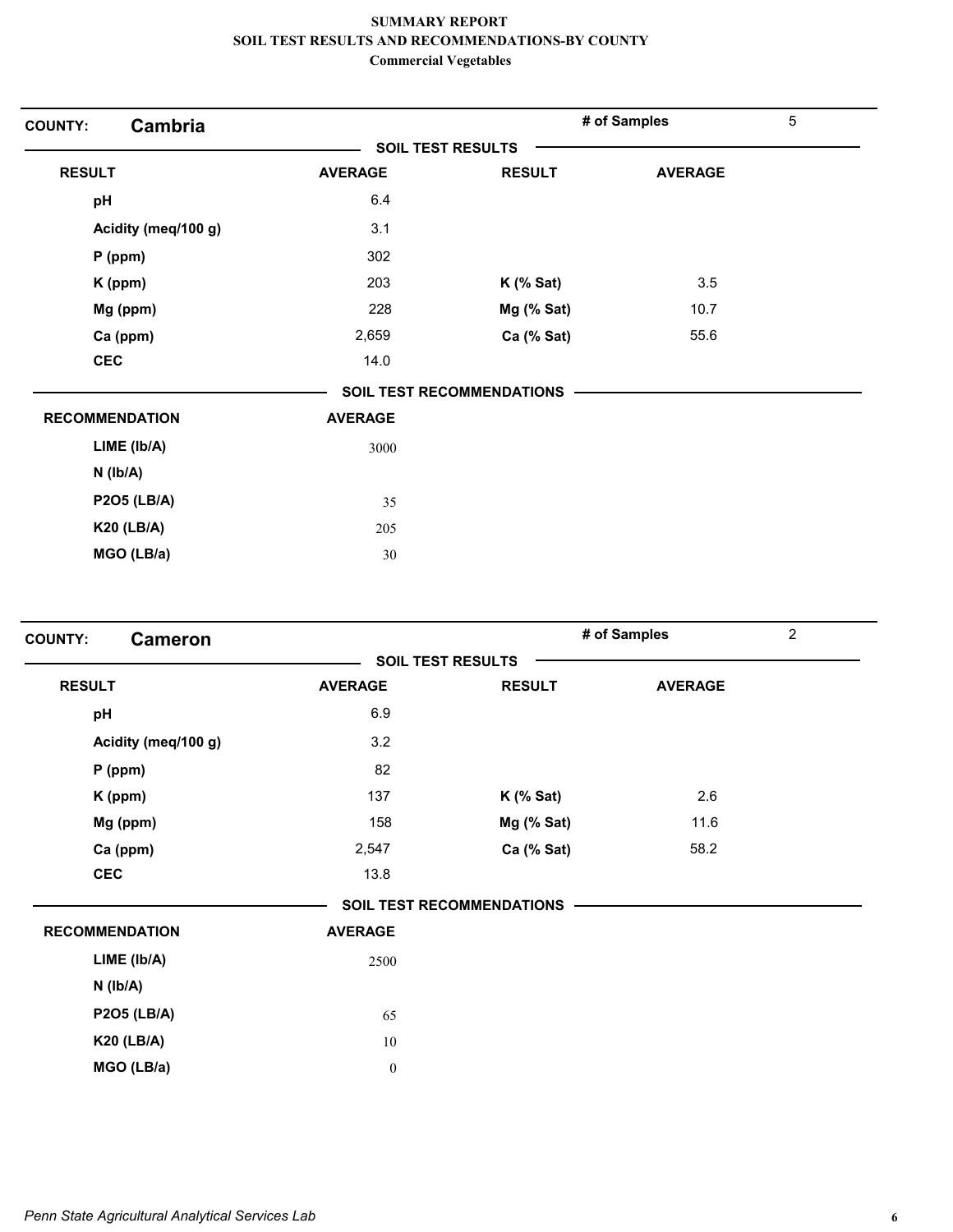# SUMMARY REPORT
## SOIL TEST RESULTS AND RECOMMENDATIONS-BY COUNTY
### Commercial Vegetables

**COUNTY: Cambria** | **# of Samples** 5

**SOIL TEST RESULTS**

| RESULT | AVERAGE | RESULT | AVERAGE |
|---|---|---|---|
| pH | 6.4 | | |
| Acidity (meq/100 g) | 3.1 | | |
| P (ppm) | 302 | | |
| K (ppm) | 203 | K (% Sat) | 3.5 |
| Mg (ppm) | 228 | Mg (% Sat) | 10.7 |
| Ca (ppm) | 2,659 | Ca (% Sat) | 55.6 |
| CEC | 14.0 | | |

**SOIL TEST RECOMMENDATIONS**

| RECOMMENDATION | AVERAGE |
|---|---|
| LIME (lb/A) | 3000 |
| N (lb/A) | |
| P2O5 (LB/A) | 35 |
| K20 (LB/A) | 205 |
| MGO (LB/a) | 30 |

**COUNTY: Cameron** | **# of Samples** 2

**SOIL TEST RESULTS**

| RESULT | AVERAGE | RESULT | AVERAGE |
|---|---|---|---|
| pH | 6.9 | | |
| Acidity (meq/100 g) | 3.2 | | |
| P (ppm) | 82 | | |
| K (ppm) | 137 | K (% Sat) | 2.6 |
| Mg (ppm) | 158 | Mg (% Sat) | 11.6 |
| Ca (ppm) | 2,547 | Ca (% Sat) | 58.2 |
| CEC | 13.8 | | |

**SOIL TEST RECOMMENDATIONS**

| RECOMMENDATION | AVERAGE |
|---|---|
| LIME (lb/A) | 2500 |
| N (lb/A) | |
| P2O5 (LB/A) | 65 |
| K20 (LB/A) | 10 |
| MGO (LB/a) | 0 |

*Penn State Agricultural Analytical Services Lab*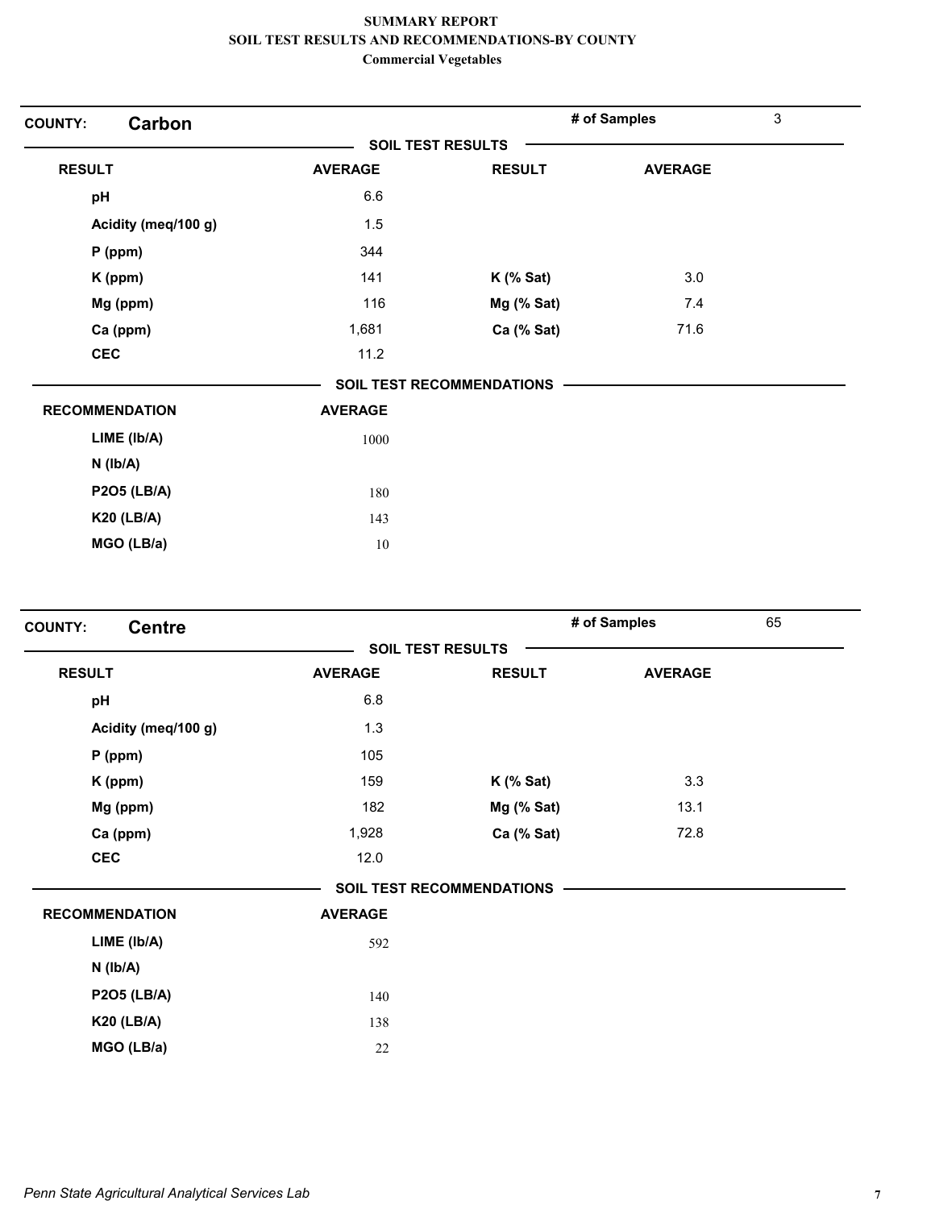**SUMMARY REPORT**
**SOIL TEST RESULTS AND RECOMMENDATIONS-BY COUNTY**
**Commercial Vegetables**

**COUNTY: Carbon** — **# of Samples** 3

**SOIL TEST RESULTS**

| RESULT | AVERAGE | RESULT | AVERAGE |
|---|---|---|---|
| pH | 6.6 | | |
| Acidity (meq/100 g) | 1.5 | | |
| P (ppm) | 344 | | |
| K (ppm) | 141 | K (% Sat) | 3.0 |
| Mg (ppm) | 116 | Mg (% Sat) | 7.4 |
| Ca (ppm) | 1,681 | Ca (% Sat) | 71.6 |
| CEC | 11.2 | | |

**SOIL TEST RECOMMENDATIONS**

| RECOMMENDATION | AVERAGE |
|---|---|
| LIME (lb/A) | 1000 |
| N (lb/A) | |
| P2O5 (LB/A) | 180 |
| K20 (LB/A) | 143 |
| MGO (LB/a) | 10 |

**COUNTY: Centre** — **# of Samples** 65

**SOIL TEST RESULTS**

| RESULT | AVERAGE | RESULT | AVERAGE |
|---|---|---|---|
| pH | 6.8 | | |
| Acidity (meq/100 g) | 1.3 | | |
| P (ppm) | 105 | | |
| K (ppm) | 159 | K (% Sat) | 3.3 |
| Mg (ppm) | 182 | Mg (% Sat) | 13.1 |
| Ca (ppm) | 1,928 | Ca (% Sat) | 72.8 |
| CEC | 12.0 | | |

**SOIL TEST RECOMMENDATIONS**

| RECOMMENDATION | AVERAGE |
|---|---|
| LIME (lb/A) | 592 |
| N (lb/A) | |
| P2O5 (LB/A) | 140 |
| K20 (LB/A) | 138 |
| MGO (LB/a) | 22 |

*Penn State Agricultural Analytical Services Lab*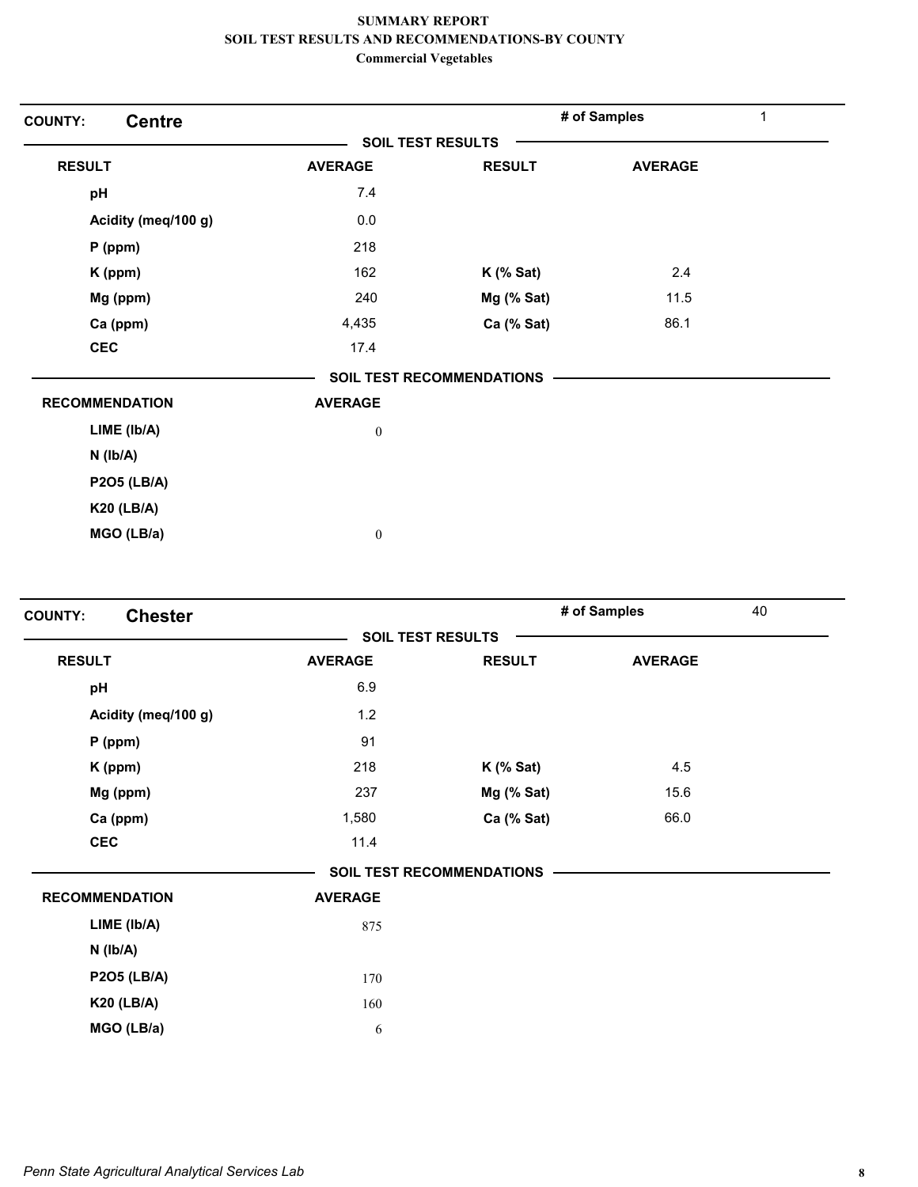**SUMMARY REPORT**
**SOIL TEST RESULTS AND RECOMMENDATIONS-BY COUNTY**
**Commercial Vegetables**

**COUNTY:** **Centre** | **# of Samples** 1

**SOIL TEST RESULTS**

| RESULT | AVERAGE | RESULT | AVERAGE |
|---|---|---|---|
| pH | 7.4 | | |
| Acidity (meq/100 g) | 0.0 | | |
| P (ppm) | 218 | | |
| K (ppm) | 162 | K (% Sat) | 2.4 |
| Mg (ppm) | 240 | Mg (% Sat) | 11.5 |
| Ca (ppm) | 4,435 | Ca (% Sat) | 86.1 |
| CEC | 17.4 | | |

**SOIL TEST RECOMMENDATIONS**

| RECOMMENDATION | AVERAGE |
|---|---|
| LIME (lb/A) | 0 |
| N (lb/A) | |
| P2O5 (LB/A) | |
| K20 (LB/A) | |
| MGO (LB/a) | 0 |

**COUNTY:** **Chester** | **# of Samples** 40

**SOIL TEST RESULTS**

| RESULT | AVERAGE | RESULT | AVERAGE |
|---|---|---|---|
| pH | 6.9 | | |
| Acidity (meq/100 g) | 1.2 | | |
| P (ppm) | 91 | | |
| K (ppm) | 218 | K (% Sat) | 4.5 |
| Mg (ppm) | 237 | Mg (% Sat) | 15.6 |
| Ca (ppm) | 1,580 | Ca (% Sat) | 66.0 |
| CEC | 11.4 | | |

**SOIL TEST RECOMMENDATIONS**

| RECOMMENDATION | AVERAGE |
|---|---|
| LIME (lb/A) | 875 |
| N (lb/A) | |
| P2O5 (LB/A) | 170 |
| K20 (LB/A) | 160 |
| MGO (LB/a) | 6 |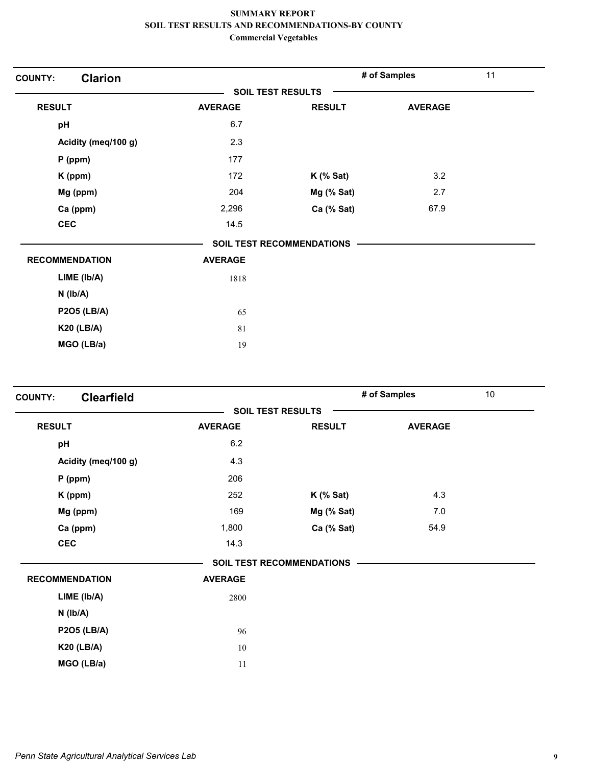**SUMMARY REPORT**
**SOIL TEST RESULTS AND RECOMMENDATIONS-BY COUNTY**
**Commercial Vegetables**

## COUNTY: Clarion

**# of Samples** 11

### SOIL TEST RESULTS

| RESULT | AVERAGE | RESULT | AVERAGE |
|---|---|---|---|
| pH | 6.7 | | |
| Acidity (meq/100 g) | 2.3 | | |
| P (ppm) | 177 | | |
| K (ppm) | 172 | K (% Sat) | 3.2 |
| Mg (ppm) | 204 | Mg (% Sat) | 2.7 |
| Ca (ppm) | 2,296 | Ca (% Sat) | 67.9 |
| CEC | 14.5 | | |

### SOIL TEST RECOMMENDATIONS

| RECOMMENDATION | AVERAGE |
|---|---|
| LIME (lb/A) | 1818 |
| N (lb/A) | |
| P2O5 (LB/A) | 65 |
| K20 (LB/A) | 81 |
| MGO (LB/a) | 19 |

## COUNTY: Clearfield

**# of Samples** 10

### SOIL TEST RESULTS

| RESULT | AVERAGE | RESULT | AVERAGE |
|---|---|---|---|
| pH | 6.2 | | |
| Acidity (meq/100 g) | 4.3 | | |
| P (ppm) | 206 | | |
| K (ppm) | 252 | K (% Sat) | 4.3 |
| Mg (ppm) | 169 | Mg (% Sat) | 7.0 |
| Ca (ppm) | 1,800 | Ca (% Sat) | 54.9 |
| CEC | 14.3 | | |

### SOIL TEST RECOMMENDATIONS

| RECOMMENDATION | AVERAGE |
|---|---|
| LIME (lb/A) | 2800 |
| N (lb/A) | |
| P2O5 (LB/A) | 96 |
| K20 (LB/A) | 10 |
| MGO (LB/a) | 11 |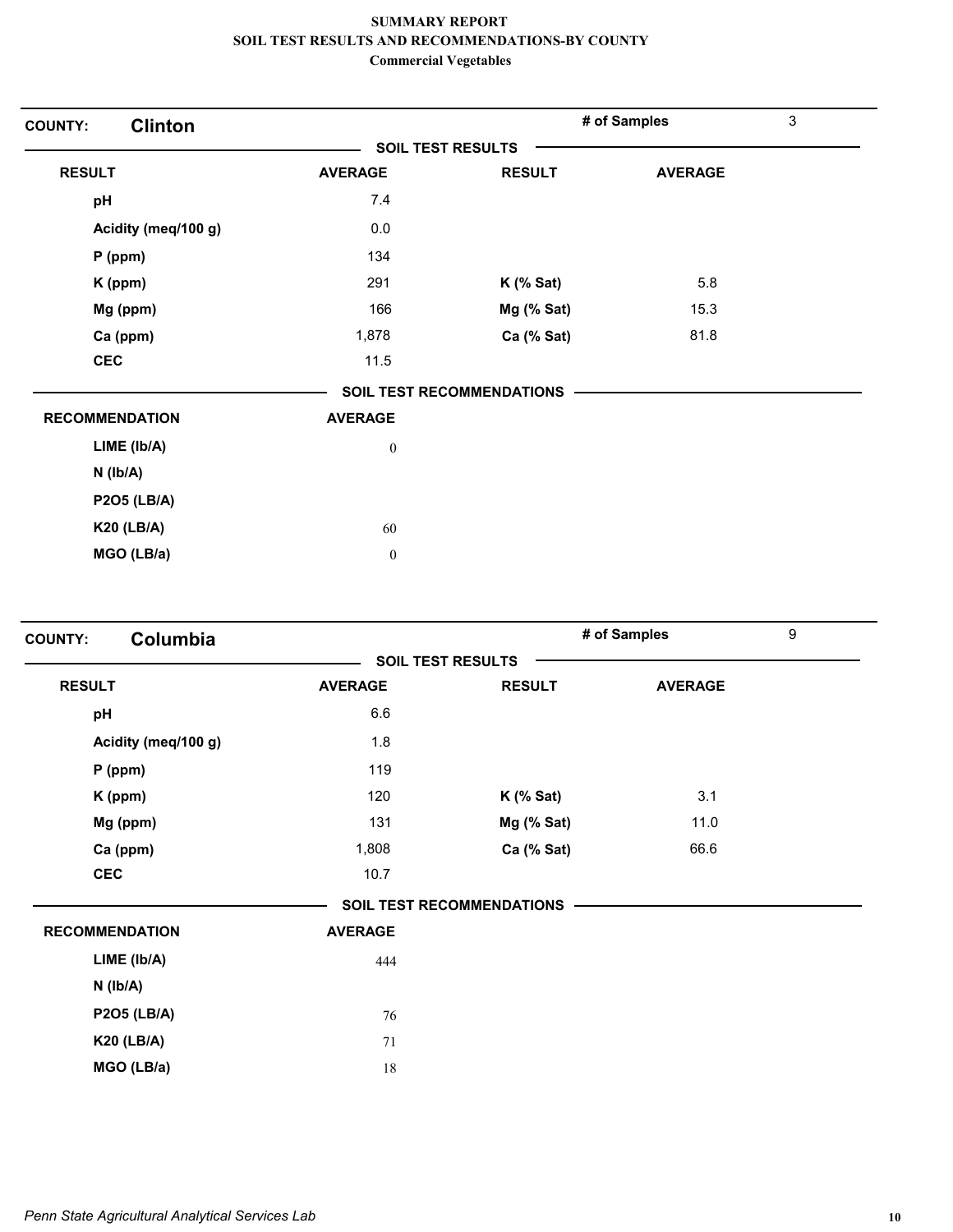# SUMMARY REPORT
## SOIL TEST RESULTS AND RECOMMENDATIONS-BY COUNTY
### Commercial Vegetables

**COUNTY: Clinton** — **# of Samples** 3

**SOIL TEST RESULTS**

| RESULT | AVERAGE | RESULT | AVERAGE |
|---|---|---|---|
| pH | 7.4 | | |
| Acidity (meq/100 g) | 0.0 | | |
| P (ppm) | 134 | | |
| K (ppm) | 291 | K (% Sat) | 5.8 |
| Mg (ppm) | 166 | Mg (% Sat) | 15.3 |
| Ca (ppm) | 1,878 | Ca (% Sat) | 81.8 |
| CEC | 11.5 | | |

**SOIL TEST RECOMMENDATIONS**

| RECOMMENDATION | AVERAGE |
|---|---|
| LIME (lb/A) | 0 |
| N (lb/A) | |
| P2O5 (LB/A) | |
| K20 (LB/A) | 60 |
| MGO (LB/a) | 0 |

**COUNTY: Columbia** — **# of Samples** 9

**SOIL TEST RESULTS**

| RESULT | AVERAGE | RESULT | AVERAGE |
|---|---|---|---|
| pH | 6.6 | | |
| Acidity (meq/100 g) | 1.8 | | |
| P (ppm) | 119 | | |
| K (ppm) | 120 | K (% Sat) | 3.1 |
| Mg (ppm) | 131 | Mg (% Sat) | 11.0 |
| Ca (ppm) | 1,808 | Ca (% Sat) | 66.6 |
| CEC | 10.7 | | |

**SOIL TEST RECOMMENDATIONS**

| RECOMMENDATION | AVERAGE |
|---|---|
| LIME (lb/A) | 444 |
| N (lb/A) | |
| P2O5 (LB/A) | 76 |
| K20 (LB/A) | 71 |
| MGO (LB/a) | 18 |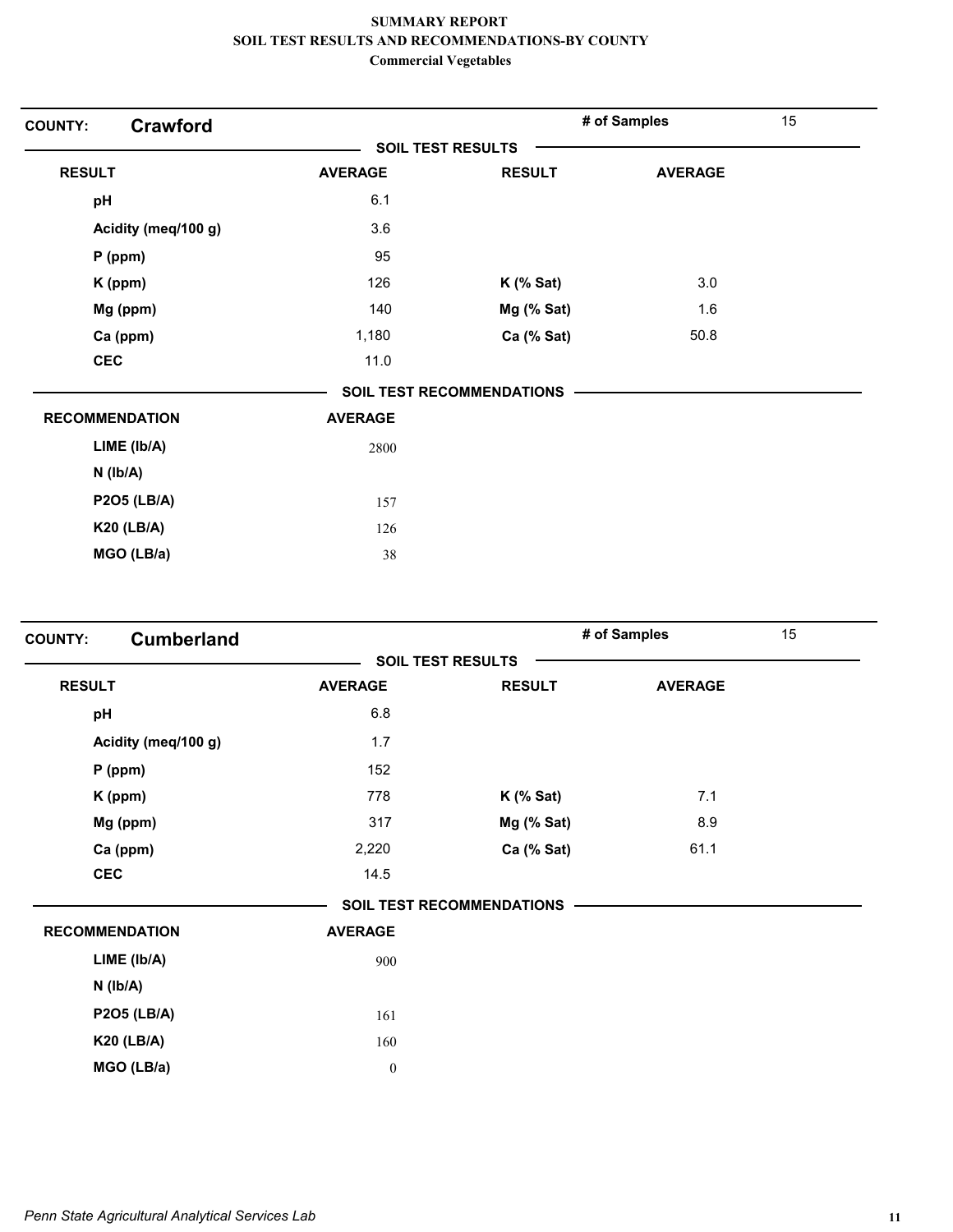# SUMMARY REPORT
## SOIL TEST RESULTS AND RECOMMENDATIONS-BY COUNTY
### Commercial Vegetables

**COUNTY: Crawford** — # of Samples: 15

**SOIL TEST RESULTS**

| RESULT | AVERAGE | RESULT | AVERAGE |
|---|---|---|---|
| pH | 6.1 | | |
| Acidity (meq/100 g) | 3.6 | | |
| P (ppm) | 95 | | |
| K (ppm) | 126 | K (% Sat) | 3.0 |
| Mg (ppm) | 140 | Mg (% Sat) | 1.6 |
| Ca (ppm) | 1,180 | Ca (% Sat) | 50.8 |
| CEC | 11.0 | | |

**SOIL TEST RECOMMENDATIONS**

| RECOMMENDATION | AVERAGE |
|---|---|
| LIME (lb/A) | 2800 |
| N (lb/A) | |
| P2O5 (LB/A) | 157 |
| K20 (LB/A) | 126 |
| MGO (LB/a) | 38 |

**COUNTY: Cumberland** — # of Samples: 15

**SOIL TEST RESULTS**

| RESULT | AVERAGE | RESULT | AVERAGE |
|---|---|---|---|
| pH | 6.8 | | |
| Acidity (meq/100 g) | 1.7 | | |
| P (ppm) | 152 | | |
| K (ppm) | 778 | K (% Sat) | 7.1 |
| Mg (ppm) | 317 | Mg (% Sat) | 8.9 |
| Ca (ppm) | 2,220 | Ca (% Sat) | 61.1 |
| CEC | 14.5 | | |

**SOIL TEST RECOMMENDATIONS**

| RECOMMENDATION | AVERAGE |
|---|---|
| LIME (lb/A) | 900 |
| N (lb/A) | |
| P2O5 (LB/A) | 161 |
| K20 (LB/A) | 160 |
| MGO (LB/a) | 0 |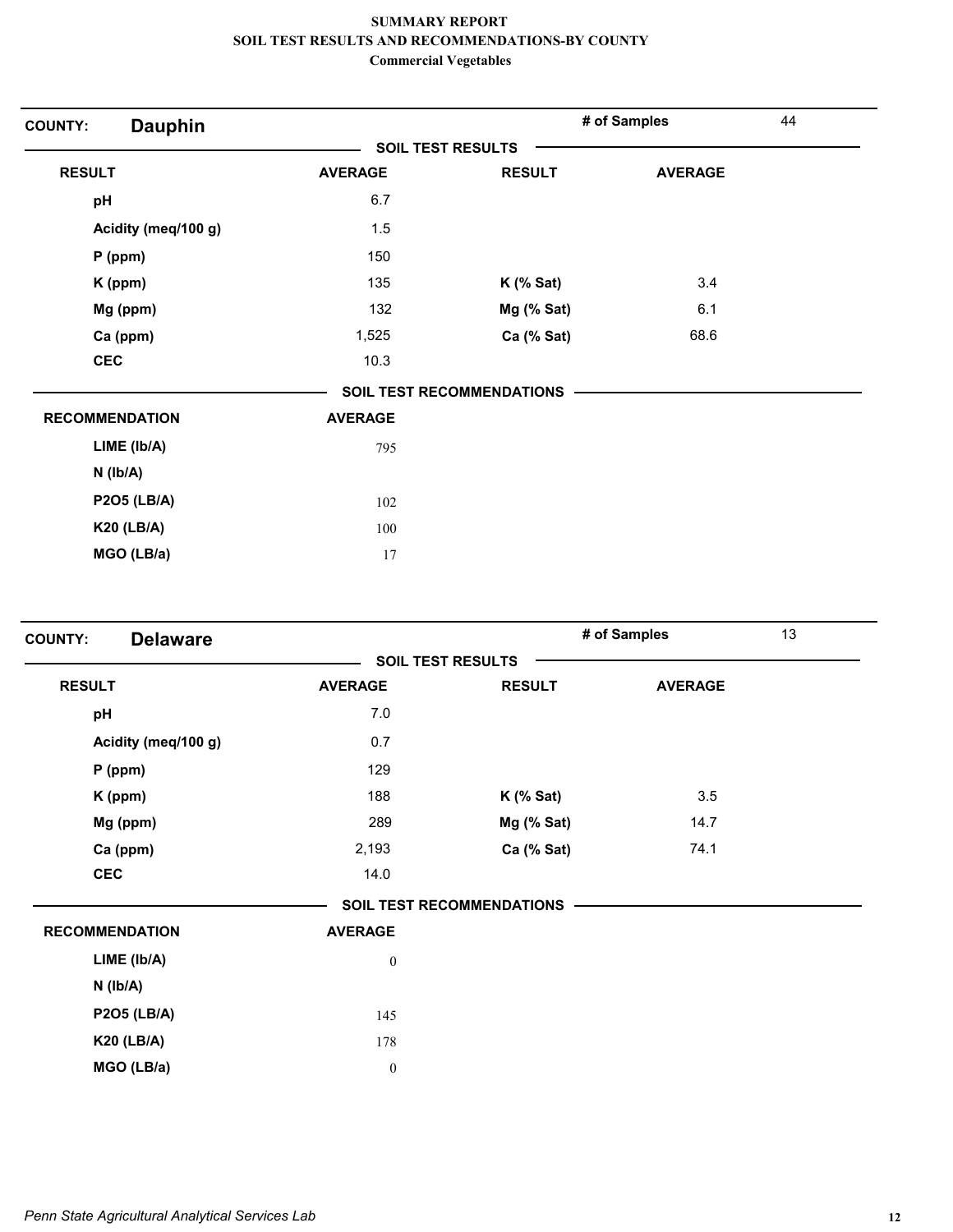# SUMMARY REPORT
## SOIL TEST RESULTS AND RECOMMENDATIONS-BY COUNTY
### Commercial Vegetables

**COUNTY: Dauphin** — **# of Samples** 44

**SOIL TEST RESULTS**

| RESULT | AVERAGE | RESULT | AVERAGE |
|---|---|---|---|
| pH | 6.7 | | |
| Acidity (meq/100 g) | 1.5 | | |
| P (ppm) | 150 | | |
| K (ppm) | 135 | K (% Sat) | 3.4 |
| Mg (ppm) | 132 | Mg (% Sat) | 6.1 |
| Ca (ppm) | 1,525 | Ca (% Sat) | 68.6 |
| CEC | 10.3 | | |

**SOIL TEST RECOMMENDATIONS**

| RECOMMENDATION | AVERAGE |
|---|---|
| LIME (lb/A) | 795 |
| N (lb/A) | |
| P2O5 (LB/A) | 102 |
| K20 (LB/A) | 100 |
| MGO (LB/a) | 17 |

**COUNTY: Delaware** — **# of Samples** 13

**SOIL TEST RESULTS**

| RESULT | AVERAGE | RESULT | AVERAGE |
|---|---|---|---|
| pH | 7.0 | | |
| Acidity (meq/100 g) | 0.7 | | |
| P (ppm) | 129 | | |
| K (ppm) | 188 | K (% Sat) | 3.5 |
| Mg (ppm) | 289 | Mg (% Sat) | 14.7 |
| Ca (ppm) | 2,193 | Ca (% Sat) | 74.1 |
| CEC | 14.0 | | |

**SOIL TEST RECOMMENDATIONS**

| RECOMMENDATION | AVERAGE |
|---|---|
| LIME (lb/A) | 0 |
| N (lb/A) | |
| P2O5 (LB/A) | 145 |
| K20 (LB/A) | 178 |
| MGO (LB/a) | 0 |

*Penn State Agricultural Analytical Services Lab*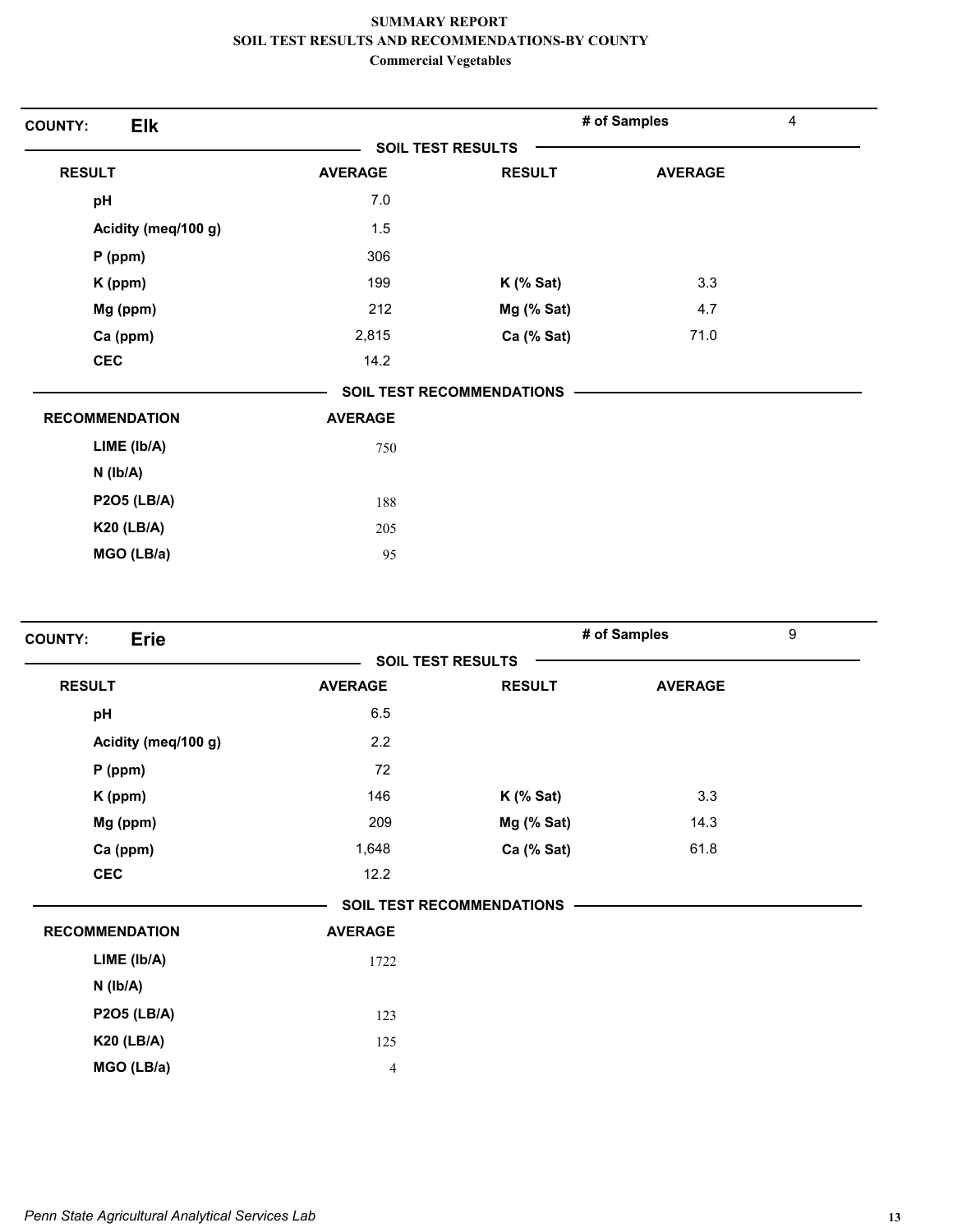**SUMMARY REPORT**
**SOIL TEST RESULTS AND RECOMMENDATIONS-BY COUNTY**
**Commercial Vegetables**

**COUNTY: Elk** — **# of Samples** 4

**SOIL TEST RESULTS**

| RESULT | AVERAGE | RESULT | AVERAGE |
|---|---|---|---|
| pH | 7.0 | | |
| Acidity (meq/100 g) | 1.5 | | |
| P (ppm) | 306 | | |
| K (ppm) | 199 | K (% Sat) | 3.3 |
| Mg (ppm) | 212 | Mg (% Sat) | 4.7 |
| Ca (ppm) | 2,815 | Ca (% Sat) | 71.0 |
| CEC | 14.2 | | |

**SOIL TEST RECOMMENDATIONS**

| RECOMMENDATION | AVERAGE |
|---|---|
| LIME (lb/A) | 750 |
| N (lb/A) | |
| P2O5 (LB/A) | 188 |
| K20 (LB/A) | 205 |
| MGO (LB/a) | 95 |

**COUNTY: Erie** — **# of Samples** 9

**SOIL TEST RESULTS**

| RESULT | AVERAGE | RESULT | AVERAGE |
|---|---|---|---|
| pH | 6.5 | | |
| Acidity (meq/100 g) | 2.2 | | |
| P (ppm) | 72 | | |
| K (ppm) | 146 | K (% Sat) | 3.3 |
| Mg (ppm) | 209 | Mg (% Sat) | 14.3 |
| Ca (ppm) | 1,648 | Ca (% Sat) | 61.8 |
| CEC | 12.2 | | |

**SOIL TEST RECOMMENDATIONS**

| RECOMMENDATION | AVERAGE |
|---|---|
| LIME (lb/A) | 1722 |
| N (lb/A) | |
| P2O5 (LB/A) | 123 |
| K20 (LB/A) | 125 |
| MGO (LB/a) | 4 |

*Penn State Agricultural Analytical Services Lab*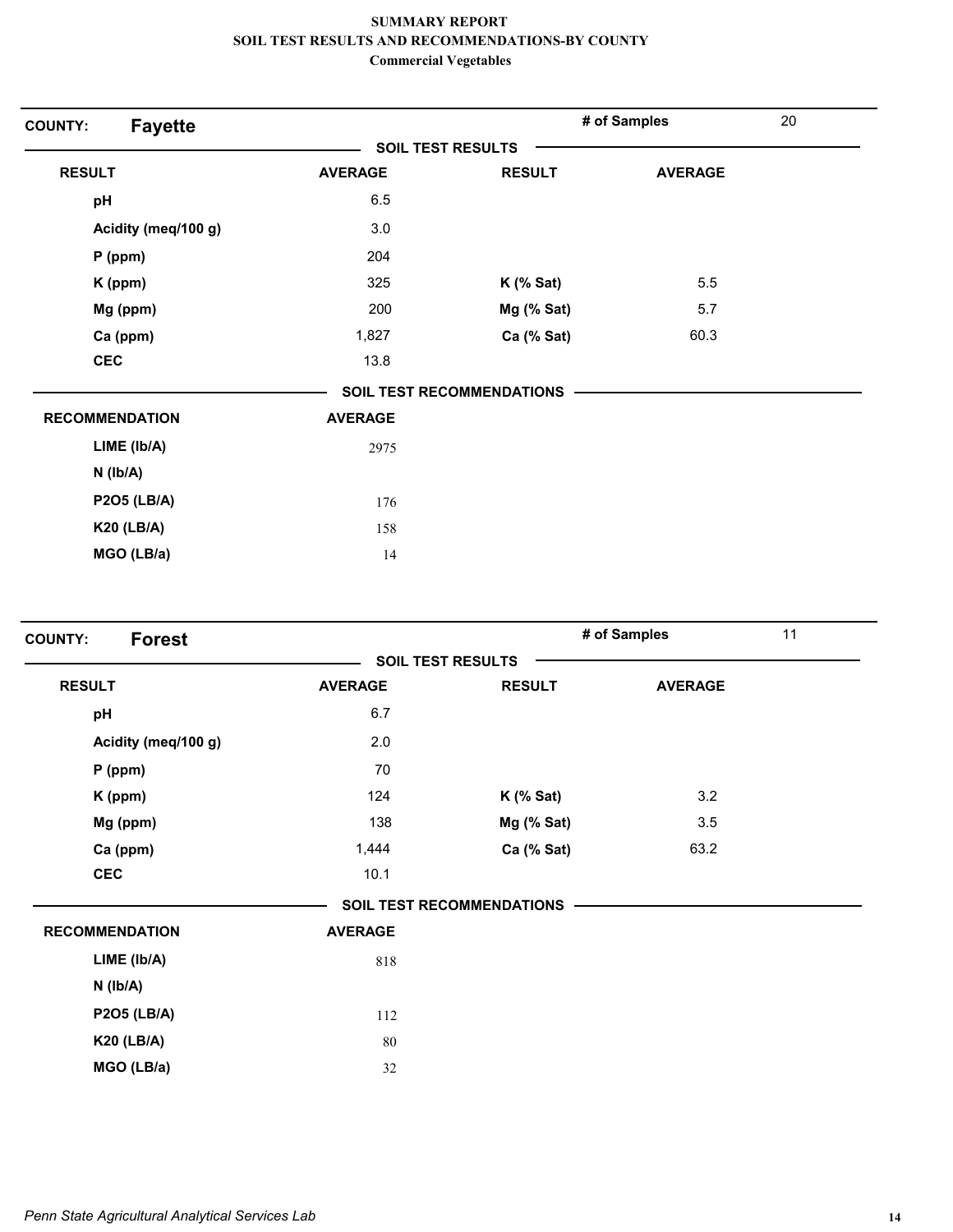# SUMMARY REPORT
## SOIL TEST RESULTS AND RECOMMENDATIONS-BY COUNTY
### Commercial Vegetables

**COUNTY: Fayette** — # of Samples: 20

**SOIL TEST RESULTS**

| RESULT | AVERAGE | RESULT | AVERAGE |
|---|---|---|---|
| pH | 6.5 | | |
| Acidity (meq/100 g) | 3.0 | | |
| P (ppm) | 204 | | |
| K (ppm) | 325 | K (% Sat) | 5.5 |
| Mg (ppm) | 200 | Mg (% Sat) | 5.7 |
| Ca (ppm) | 1,827 | Ca (% Sat) | 60.3 |
| CEC | 13.8 | | |

**SOIL TEST RECOMMENDATIONS**

| RECOMMENDATION | AVERAGE |
|---|---|
| LIME (lb/A) | 2975 |
| N (lb/A) | |
| P2O5 (LB/A) | 176 |
| K20 (LB/A) | 158 |
| MGO (LB/a) | 14 |

**COUNTY: Forest** — # of Samples: 11

**SOIL TEST RESULTS**

| RESULT | AVERAGE | RESULT | AVERAGE |
|---|---|---|---|
| pH | 6.7 | | |
| Acidity (meq/100 g) | 2.0 | | |
| P (ppm) | 70 | | |
| K (ppm) | 124 | K (% Sat) | 3.2 |
| Mg (ppm) | 138 | Mg (% Sat) | 3.5 |
| Ca (ppm) | 1,444 | Ca (% Sat) | 63.2 |
| CEC | 10.1 | | |

**SOIL TEST RECOMMENDATIONS**

| RECOMMENDATION | AVERAGE |
|---|---|
| LIME (lb/A) | 818 |
| N (lb/A) | |
| P2O5 (LB/A) | 112 |
| K20 (LB/A) | 80 |
| MGO (LB/a) | 32 |

*Penn State Agricultural Analytical Services Lab*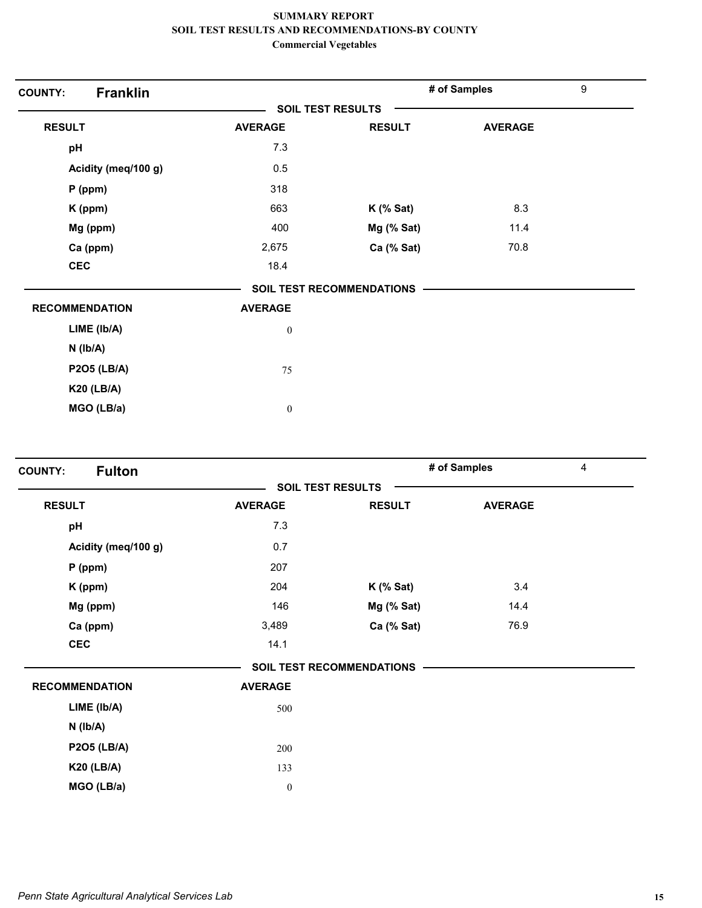**SUMMARY REPORT**
**SOIL TEST RESULTS AND RECOMMENDATIONS-BY COUNTY**
**Commercial Vegetables**

**COUNTY: Franklin** — **# of Samples** 9

**SOIL TEST RESULTS**

| RESULT | AVERAGE | RESULT | AVERAGE |
|---|---|---|---|
| pH | 7.3 | | |
| Acidity (meq/100 g) | 0.5 | | |
| P (ppm) | 318 | | |
| K (ppm) | 663 | K (% Sat) | 8.3 |
| Mg (ppm) | 400 | Mg (% Sat) | 11.4 |
| Ca (ppm) | 2,675 | Ca (% Sat) | 70.8 |
| CEC | 18.4 | | |

**SOIL TEST RECOMMENDATIONS**

| RECOMMENDATION | AVERAGE |
|---|---|
| LIME (lb/A) | 0 |
| N (lb/A) | |
| P2O5 (LB/A) | 75 |
| K20 (LB/A) | |
| MGO (LB/a) | 0 |

**COUNTY: Fulton** — **# of Samples** 4

**SOIL TEST RESULTS**

| RESULT | AVERAGE | RESULT | AVERAGE |
|---|---|---|---|
| pH | 7.3 | | |
| Acidity (meq/100 g) | 0.7 | | |
| P (ppm) | 207 | | |
| K (ppm) | 204 | K (% Sat) | 3.4 |
| Mg (ppm) | 146 | Mg (% Sat) | 14.4 |
| Ca (ppm) | 3,489 | Ca (% Sat) | 76.9 |
| CEC | 14.1 | | |

**SOIL TEST RECOMMENDATIONS**

| RECOMMENDATION | AVERAGE |
|---|---|
| LIME (lb/A) | 500 |
| N (lb/A) | |
| P2O5 (LB/A) | 200 |
| K20 (LB/A) | 133 |
| MGO (LB/a) | 0 |

*Penn State Agricultural Analytical Services Lab*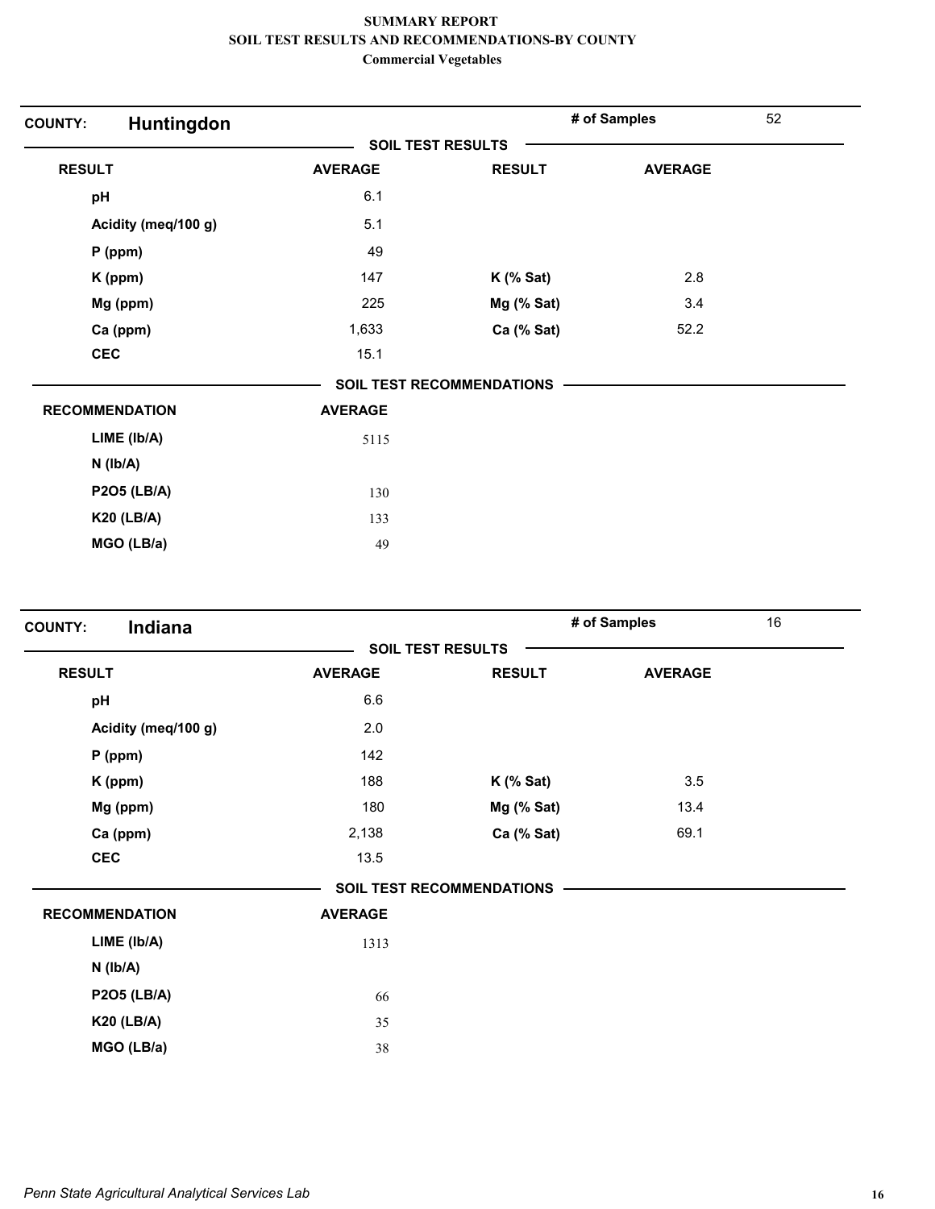# SUMMARY REPORT
## SOIL TEST RESULTS AND RECOMMENDATIONS-BY COUNTY
### Commercial Vegetables

**COUNTY:** **Huntingdon** | **# of Samples** 52

**SOIL TEST RESULTS**

| RESULT | AVERAGE | RESULT | AVERAGE |
|---|---|---|---|
| pH | 6.1 | | |
| Acidity (meq/100 g) | 5.1 | | |
| P (ppm) | 49 | | |
| K (ppm) | 147 | K (% Sat) | 2.8 |
| Mg (ppm) | 225 | Mg (% Sat) | 3.4 |
| Ca (ppm) | 1,633 | Ca (% Sat) | 52.2 |
| CEC | 15.1 | | |

**SOIL TEST RECOMMENDATIONS**

| RECOMMENDATION | AVERAGE |
|---|---|
| LIME (lb/A) | 5115 |
| N (lb/A) | |
| P2O5 (LB/A) | 130 |
| K20 (LB/A) | 133 |
| MGO (LB/a) | 49 |

**COUNTY:** **Indiana** | **# of Samples** 16

**SOIL TEST RESULTS**

| RESULT | AVERAGE | RESULT | AVERAGE |
|---|---|---|---|
| pH | 6.6 | | |
| Acidity (meq/100 g) | 2.0 | | |
| P (ppm) | 142 | | |
| K (ppm) | 188 | K (% Sat) | 3.5 |
| Mg (ppm) | 180 | Mg (% Sat) | 13.4 |
| Ca (ppm) | 2,138 | Ca (% Sat) | 69.1 |
| CEC | 13.5 | | |

**SOIL TEST RECOMMENDATIONS**

| RECOMMENDATION | AVERAGE |
|---|---|
| LIME (lb/A) | 1313 |
| N (lb/A) | |
| P2O5 (LB/A) | 66 |
| K20 (LB/A) | 35 |
| MGO (LB/a) | 38 |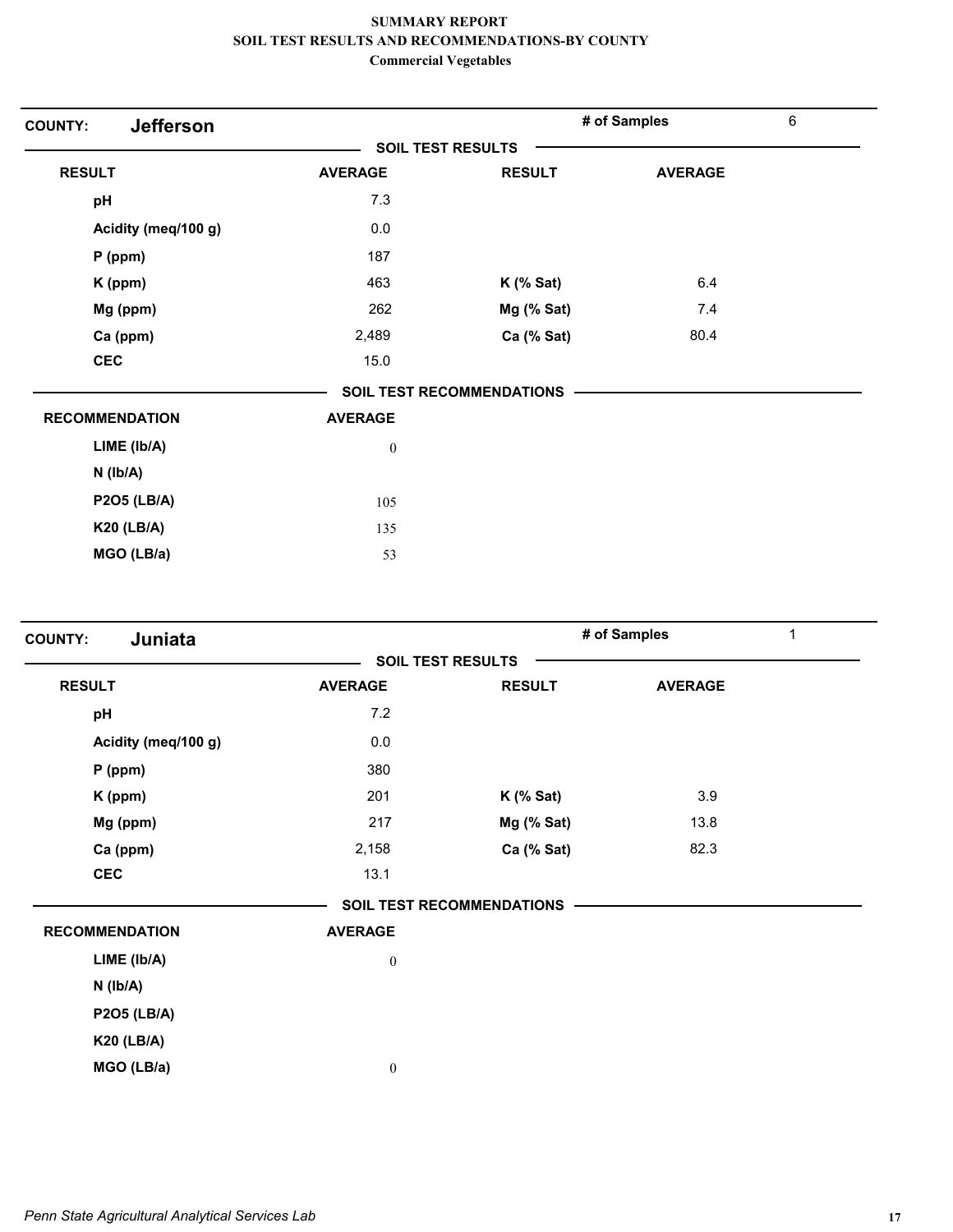**SUMMARY REPORT**
**SOIL TEST RESULTS AND RECOMMENDATIONS-BY COUNTY**
**Commercial Vegetables**

## COUNTY: Jefferson

**# of Samples** 6

### SOIL TEST RESULTS

| RESULT | AVERAGE | RESULT | AVERAGE |
|---|---|---|---|
| pH | 7.3 | | |
| Acidity (meq/100 g) | 0.0 | | |
| P (ppm) | 187 | | |
| K (ppm) | 463 | K (% Sat) | 6.4 |
| Mg (ppm) | 262 | Mg (% Sat) | 7.4 |
| Ca (ppm) | 2,489 | Ca (% Sat) | 80.4 |
| CEC | 15.0 | | |

### SOIL TEST RECOMMENDATIONS

| RECOMMENDATION | AVERAGE |
|---|---|
| LIME (lb/A) | 0 |
| N (lb/A) | |
| P2O5 (LB/A) | 105 |
| K20 (LB/A) | 135 |
| MGO (LB/a) | 53 |

## COUNTY: Juniata

**# of Samples** 1

### SOIL TEST RESULTS

| RESULT | AVERAGE | RESULT | AVERAGE |
|---|---|---|---|
| pH | 7.2 | | |
| Acidity (meq/100 g) | 0.0 | | |
| P (ppm) | 380 | | |
| K (ppm) | 201 | K (% Sat) | 3.9 |
| Mg (ppm) | 217 | Mg (% Sat) | 13.8 |
| Ca (ppm) | 2,158 | Ca (% Sat) | 82.3 |
| CEC | 13.1 | | |

### SOIL TEST RECOMMENDATIONS

| RECOMMENDATION | AVERAGE |
|---|---|
| LIME (lb/A) | 0 |
| N (lb/A) | |
| P2O5 (LB/A) | |
| K20 (LB/A) | |
| MGO (LB/a) | 0 |

*Penn State Agricultural Analytical Services Lab*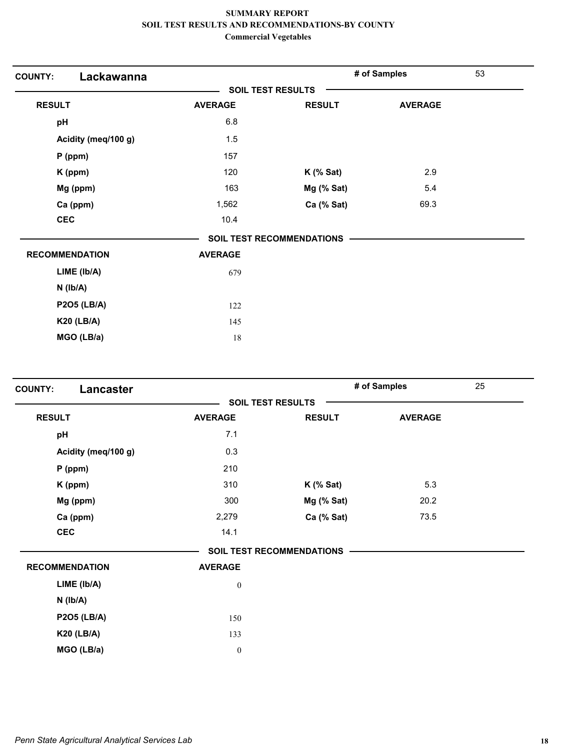**SUMMARY REPORT**
**SOIL TEST RESULTS AND RECOMMENDATIONS-BY COUNTY**
**Commercial Vegetables**

**COUNTY:** **Lackawanna** — **# of Samples** 53

**SOIL TEST RESULTS**

| RESULT | AVERAGE | RESULT | AVERAGE |
|---|---|---|---|
| pH | 6.8 | | |
| Acidity (meq/100 g) | 1.5 | | |
| P (ppm) | 157 | | |
| K (ppm) | 120 | K (% Sat) | 2.9 |
| Mg (ppm) | 163 | Mg (% Sat) | 5.4 |
| Ca (ppm) | 1,562 | Ca (% Sat) | 69.3 |
| CEC | 10.4 | | |

**SOIL TEST RECOMMENDATIONS**

| RECOMMENDATION | AVERAGE |
|---|---|
| LIME (lb/A) | 679 |
| N (lb/A) | |
| P2O5 (LB/A) | 122 |
| K20 (LB/A) | 145 |
| MGO (LB/a) | 18 |

**COUNTY:** **Lancaster** — **# of Samples** 25

**SOIL TEST RESULTS**

| RESULT | AVERAGE | RESULT | AVERAGE |
|---|---|---|---|
| pH | 7.1 | | |
| Acidity (meq/100 g) | 0.3 | | |
| P (ppm) | 210 | | |
| K (ppm) | 310 | K (% Sat) | 5.3 |
| Mg (ppm) | 300 | Mg (% Sat) | 20.2 |
| Ca (ppm) | 2,279 | Ca (% Sat) | 73.5 |
| CEC | 14.1 | | |

**SOIL TEST RECOMMENDATIONS**

| RECOMMENDATION | AVERAGE |
|---|---|
| LIME (lb/A) | 0 |
| N (lb/A) | |
| P2O5 (LB/A) | 150 |
| K20 (LB/A) | 133 |
| MGO (LB/a) | 0 |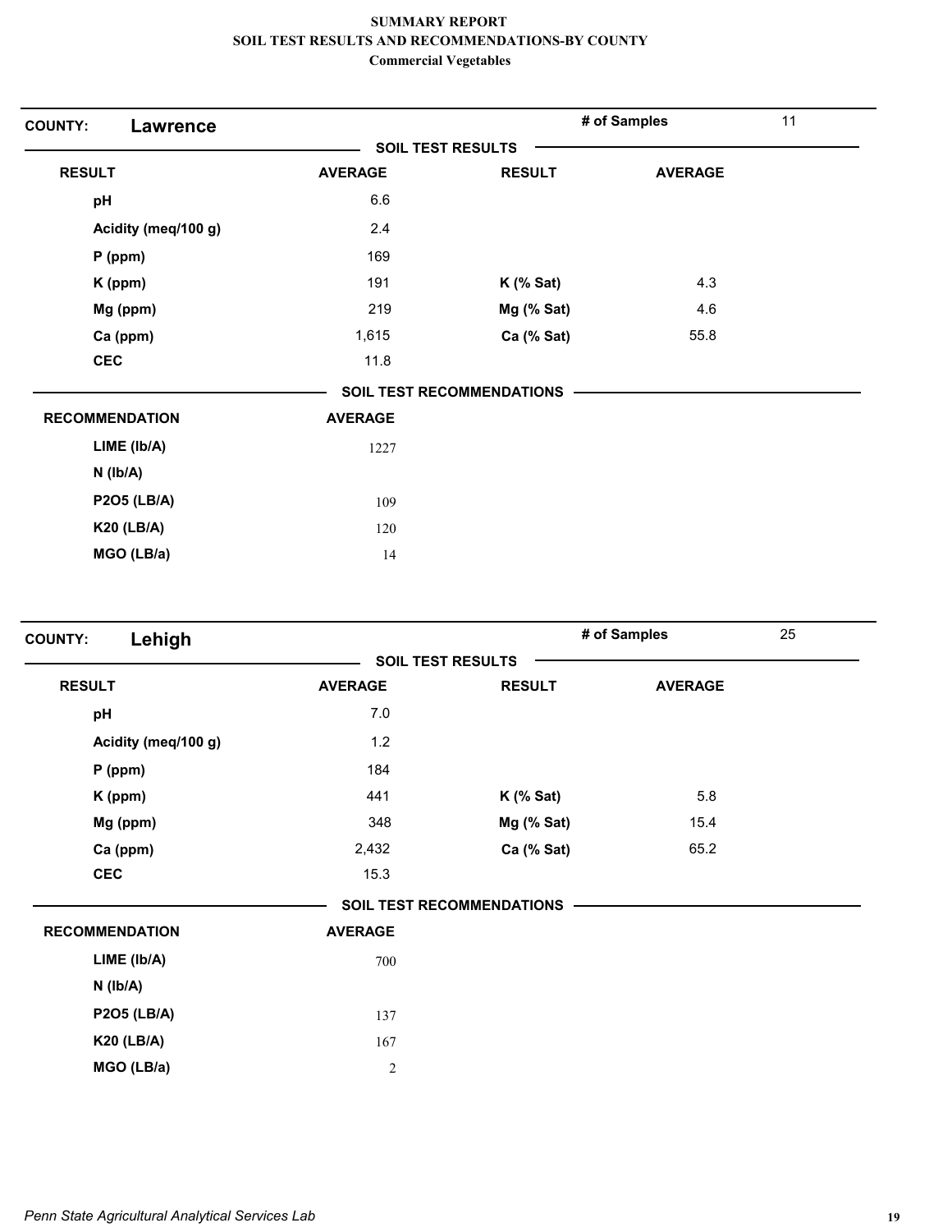**SUMMARY REPORT**
**SOIL TEST RESULTS AND RECOMMENDATIONS-BY COUNTY**
**Commercial Vegetables**

## COUNTY: Lawrence

**# of Samples** 11

### SOIL TEST RESULTS

| RESULT | AVERAGE | RESULT | AVERAGE |
|---|---|---|---|
| pH | 6.6 | | |
| Acidity (meq/100 g) | 2.4 | | |
| P (ppm) | 169 | | |
| K (ppm) | 191 | K (% Sat) | 4.3 |
| Mg (ppm) | 219 | Mg (% Sat) | 4.6 |
| Ca (ppm) | 1,615 | Ca (% Sat) | 55.8 |
| CEC | 11.8 | | |

### SOIL TEST RECOMMENDATIONS

| RECOMMENDATION | AVERAGE |
|---|---|
| LIME (lb/A) | 1227 |
| N (lb/A) | |
| P2O5 (LB/A) | 109 |
| K20 (LB/A) | 120 |
| MGO (LB/a) | 14 |

## COUNTY: Lehigh

**# of Samples** 25

### SOIL TEST RESULTS

| RESULT | AVERAGE | RESULT | AVERAGE |
|---|---|---|---|
| pH | 7.0 | | |
| Acidity (meq/100 g) | 1.2 | | |
| P (ppm) | 184 | | |
| K (ppm) | 441 | K (% Sat) | 5.8 |
| Mg (ppm) | 348 | Mg (% Sat) | 15.4 |
| Ca (ppm) | 2,432 | Ca (% Sat) | 65.2 |
| CEC | 15.3 | | |

### SOIL TEST RECOMMENDATIONS

| RECOMMENDATION | AVERAGE |
|---|---|
| LIME (lb/A) | 700 |
| N (lb/A) | |
| P2O5 (LB/A) | 137 |
| K20 (LB/A) | 167 |
| MGO (LB/a) | 2 |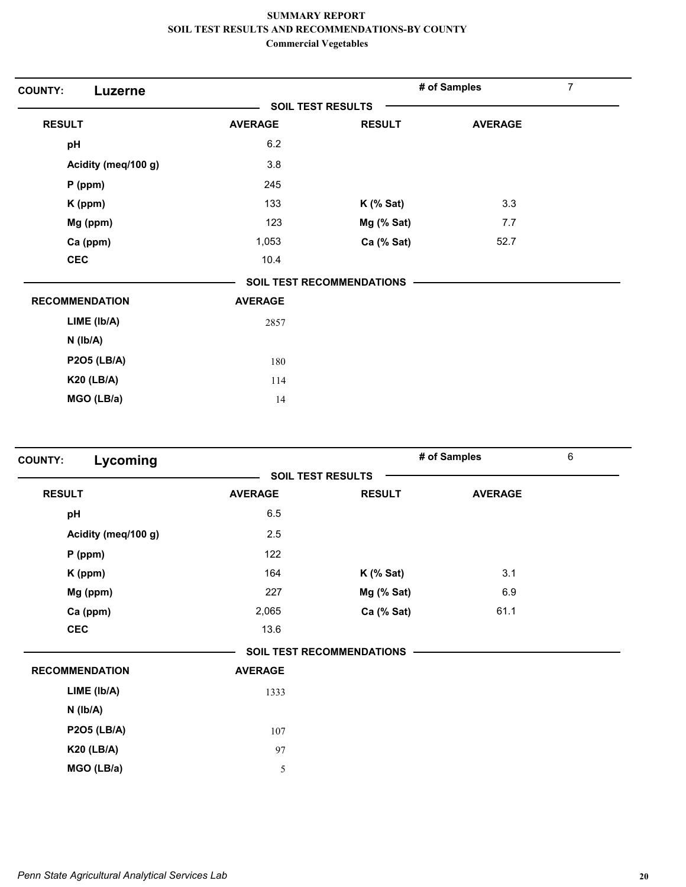# SUMMARY REPORT
## SOIL TEST RESULTS AND RECOMMENDATIONS-BY COUNTY
### Commercial Vegetables

**COUNTY: Luzerne** — # of Samples: 7

**SOIL TEST RESULTS**

| RESULT | AVERAGE | RESULT | AVERAGE |
|---|---|---|---|
| pH | 6.2 | | |
| Acidity (meq/100 g) | 3.8 | | |
| P (ppm) | 245 | | |
| K (ppm) | 133 | K (% Sat) | 3.3 |
| Mg (ppm) | 123 | Mg (% Sat) | 7.7 |
| Ca (ppm) | 1,053 | Ca (% Sat) | 52.7 |
| CEC | 10.4 | | |

**SOIL TEST RECOMMENDATIONS**

| RECOMMENDATION | AVERAGE |
|---|---|
| LIME (lb/A) | 2857 |
| N (lb/A) | |
| P2O5 (LB/A) | 180 |
| K20 (LB/A) | 114 |
| MGO (LB/a) | 14 |

**COUNTY: Lycoming** — # of Samples: 6

**SOIL TEST RESULTS**

| RESULT | AVERAGE | RESULT | AVERAGE |
|---|---|---|---|
| pH | 6.5 | | |
| Acidity (meq/100 g) | 2.5 | | |
| P (ppm) | 122 | | |
| K (ppm) | 164 | K (% Sat) | 3.1 |
| Mg (ppm) | 227 | Mg (% Sat) | 6.9 |
| Ca (ppm) | 2,065 | Ca (% Sat) | 61.1 |
| CEC | 13.6 | | |

**SOIL TEST RECOMMENDATIONS**

| RECOMMENDATION | AVERAGE |
|---|---|
| LIME (lb/A) | 1333 |
| N (lb/A) | |
| P2O5 (LB/A) | 107 |
| K20 (LB/A) | 97 |
| MGO (LB/a) | 5 |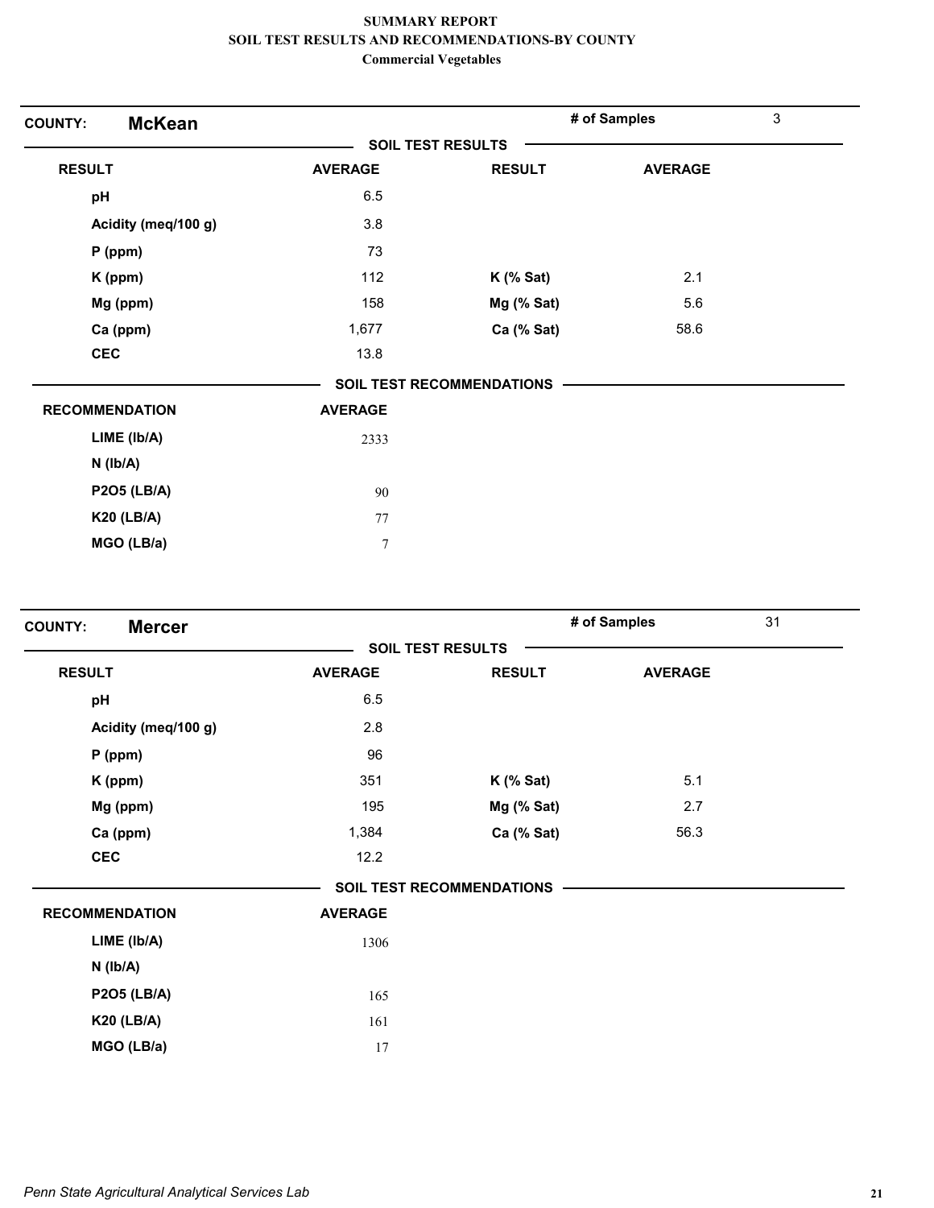# SUMMARY REPORT
## SOIL TEST RESULTS AND RECOMMENDATIONS-BY COUNTY
### Commercial Vegetables

**COUNTY: McKean** — **# of Samples** 3

**SOIL TEST RESULTS**

| RESULT | AVERAGE | RESULT | AVERAGE |
|---|---|---|---|
| pH | 6.5 | | |
| Acidity (meq/100 g) | 3.8 | | |
| P (ppm) | 73 | | |
| K (ppm) | 112 | K (% Sat) | 2.1 |
| Mg (ppm) | 158 | Mg (% Sat) | 5.6 |
| Ca (ppm) | 1,677 | Ca (% Sat) | 58.6 |
| CEC | 13.8 | | |

**SOIL TEST RECOMMENDATIONS**

| RECOMMENDATION | AVERAGE |
|---|---|
| LIME (lb/A) | 2333 |
| N (lb/A) | |
| P2O5 (LB/A) | 90 |
| K20 (LB/A) | 77 |
| MGO (LB/a) | 7 |

**COUNTY: Mercer** — **# of Samples** 31

**SOIL TEST RESULTS**

| RESULT | AVERAGE | RESULT | AVERAGE |
|---|---|---|---|
| pH | 6.5 | | |
| Acidity (meq/100 g) | 2.8 | | |
| P (ppm) | 96 | | |
| K (ppm) | 351 | K (% Sat) | 5.1 |
| Mg (ppm) | 195 | Mg (% Sat) | 2.7 |
| Ca (ppm) | 1,384 | Ca (% Sat) | 56.3 |
| CEC | 12.2 | | |

**SOIL TEST RECOMMENDATIONS**

| RECOMMENDATION | AVERAGE |
|---|---|
| LIME (lb/A) | 1306 |
| N (lb/A) | |
| P2O5 (LB/A) | 165 |
| K20 (LB/A) | 161 |
| MGO (LB/a) | 17 |

*Penn State Agricultural Analytical Services Lab*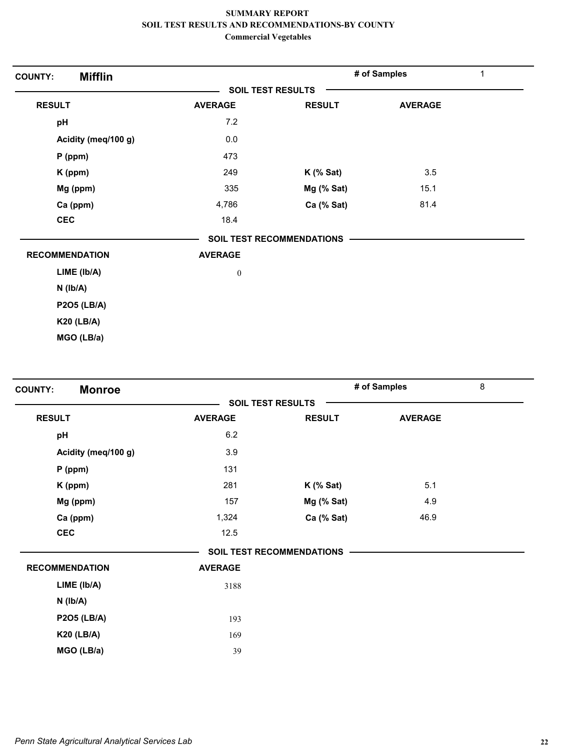# SUMMARY REPORT
## SOIL TEST RESULTS AND RECOMMENDATIONS-BY COUNTY
### Commercial Vegetables

**COUNTY: Mifflin** | **# of Samples** 1

**SOIL TEST RESULTS**

| RESULT | AVERAGE | RESULT | AVERAGE |
|---|---|---|---|
| pH | 7.2 | | |
| Acidity (meq/100 g) | 0.0 | | |
| P (ppm) | 473 | | |
| K (ppm) | 249 | K (% Sat) | 3.5 |
| Mg (ppm) | 335 | Mg (% Sat) | 15.1 |
| Ca (ppm) | 4,786 | Ca (% Sat) | 81.4 |
| CEC | 18.4 | | |

**SOIL TEST RECOMMENDATIONS**

| RECOMMENDATION | AVERAGE |
|---|---|
| LIME (lb/A) | 0 |
| N (lb/A) | |
| P2O5 (LB/A) | |
| K20 (LB/A) | |
| MGO (LB/a) | |

**COUNTY: Monroe** | **# of Samples** 8

**SOIL TEST RESULTS**

| RESULT | AVERAGE | RESULT | AVERAGE |
|---|---|---|---|
| pH | 6.2 | | |
| Acidity (meq/100 g) | 3.9 | | |
| P (ppm) | 131 | | |
| K (ppm) | 281 | K (% Sat) | 5.1 |
| Mg (ppm) | 157 | Mg (% Sat) | 4.9 |
| Ca (ppm) | 1,324 | Ca (% Sat) | 46.9 |
| CEC | 12.5 | | |

**SOIL TEST RECOMMENDATIONS**

| RECOMMENDATION | AVERAGE |
|---|---|
| LIME (lb/A) | 3188 |
| N (lb/A) | |
| P2O5 (LB/A) | 193 |
| K20 (LB/A) | 169 |
| MGO (LB/a) | 39 |

*Penn State Agricultural Analytical Services Lab*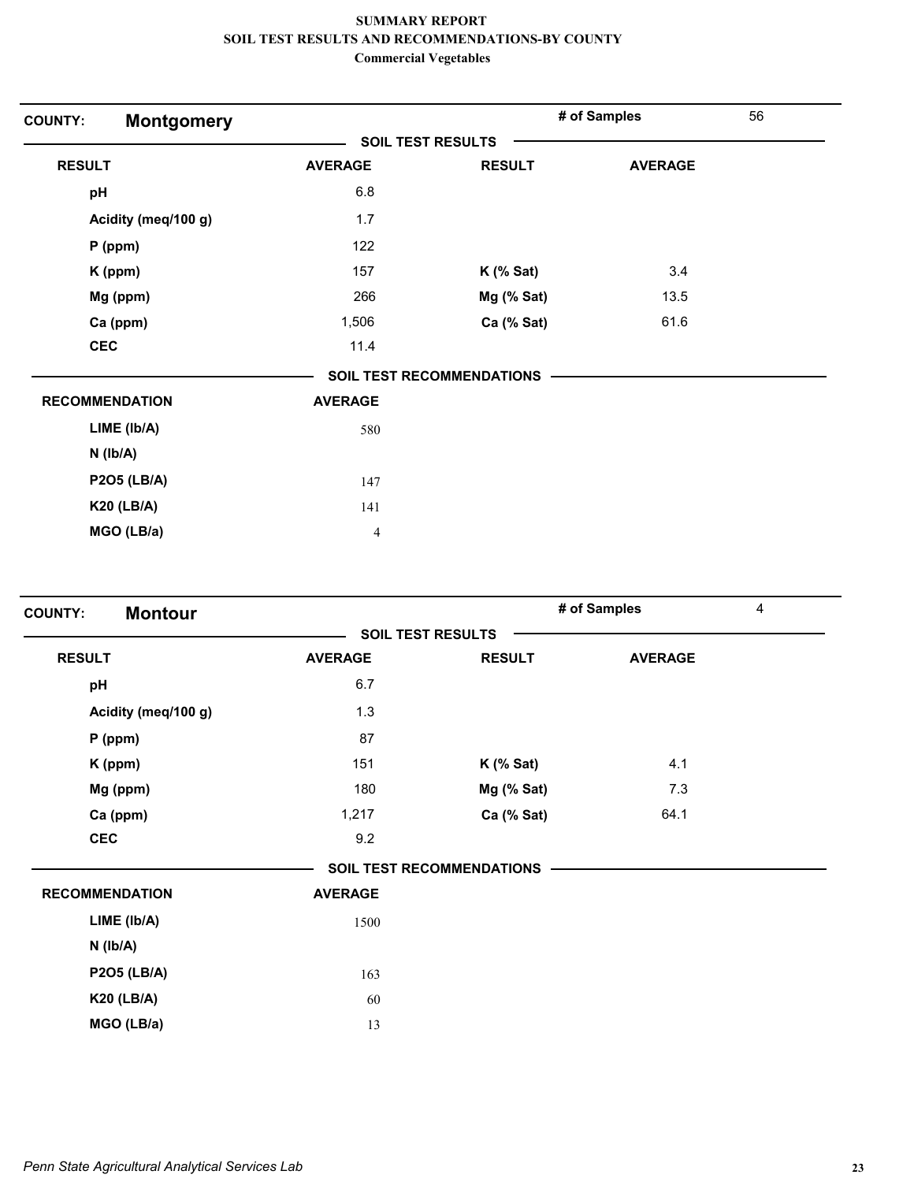# SUMMARY REPORT
## SOIL TEST RESULTS AND RECOMMENDATIONS-BY COUNTY
### Commercial Vegetables

**COUNTY: Montgomery** | **# of Samples** 56

**SOIL TEST RESULTS**

| RESULT | AVERAGE | RESULT | AVERAGE |
|---|---|---|---|
| pH | 6.8 | | |
| Acidity (meq/100 g) | 1.7 | | |
| P (ppm) | 122 | | |
| K (ppm) | 157 | K (% Sat) | 3.4 |
| Mg (ppm) | 266 | Mg (% Sat) | 13.5 |
| Ca (ppm) | 1,506 | Ca (% Sat) | 61.6 |
| CEC | 11.4 | | |

**SOIL TEST RECOMMENDATIONS**

| RECOMMENDATION | AVERAGE |
|---|---|
| LIME (lb/A) | 580 |
| N (lb/A) | |
| P2O5 (LB/A) | 147 |
| K20 (LB/A) | 141 |
| MGO (LB/a) | 4 |

**COUNTY: Montour** | **# of Samples** 4

**SOIL TEST RESULTS**

| RESULT | AVERAGE | RESULT | AVERAGE |
|---|---|---|---|
| pH | 6.7 | | |
| Acidity (meq/100 g) | 1.3 | | |
| P (ppm) | 87 | | |
| K (ppm) | 151 | K (% Sat) | 4.1 |
| Mg (ppm) | 180 | Mg (% Sat) | 7.3 |
| Ca (ppm) | 1,217 | Ca (% Sat) | 64.1 |
| CEC | 9.2 | | |

**SOIL TEST RECOMMENDATIONS**

| RECOMMENDATION | AVERAGE |
|---|---|
| LIME (lb/A) | 1500 |
| N (lb/A) | |
| P2O5 (LB/A) | 163 |
| K20 (LB/A) | 60 |
| MGO (LB/a) | 13 |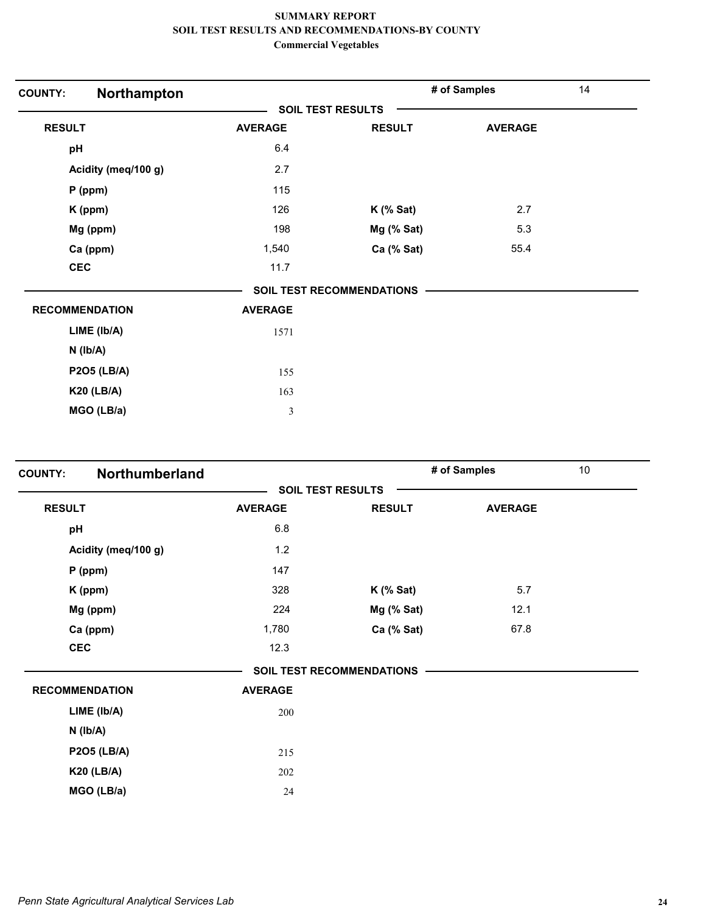# SUMMARY REPORT
## SOIL TEST RESULTS AND RECOMMENDATIONS-BY COUNTY
### Commercial Vegetables

**COUNTY: Northampton** — **# of Samples** 14

**SOIL TEST RESULTS**

| RESULT | AVERAGE | RESULT | AVERAGE |
|---|---|---|---|
| pH | 6.4 | | |
| Acidity (meq/100 g) | 2.7 | | |
| P (ppm) | 115 | | |
| K (ppm) | 126 | K (% Sat) | 2.7 |
| Mg (ppm) | 198 | Mg (% Sat) | 5.3 |
| Ca (ppm) | 1,540 | Ca (% Sat) | 55.4 |
| CEC | 11.7 | | |

**SOIL TEST RECOMMENDATIONS**

| RECOMMENDATION | AVERAGE |
|---|---|
| LIME (lb/A) | 1571 |
| N (lb/A) | |
| P2O5 (LB/A) | 155 |
| K20 (LB/A) | 163 |
| MGO (LB/a) | 3 |

**COUNTY: Northumberland** — **# of Samples** 10

**SOIL TEST RESULTS**

| RESULT | AVERAGE | RESULT | AVERAGE |
|---|---|---|---|
| pH | 6.8 | | |
| Acidity (meq/100 g) | 1.2 | | |
| P (ppm) | 147 | | |
| K (ppm) | 328 | K (% Sat) | 5.7 |
| Mg (ppm) | 224 | Mg (% Sat) | 12.1 |
| Ca (ppm) | 1,780 | Ca (% Sat) | 67.8 |
| CEC | 12.3 | | |

**SOIL TEST RECOMMENDATIONS**

| RECOMMENDATION | AVERAGE |
|---|---|
| LIME (lb/A) | 200 |
| N (lb/A) | |
| P2O5 (LB/A) | 215 |
| K20 (LB/A) | 202 |
| MGO (LB/a) | 24 |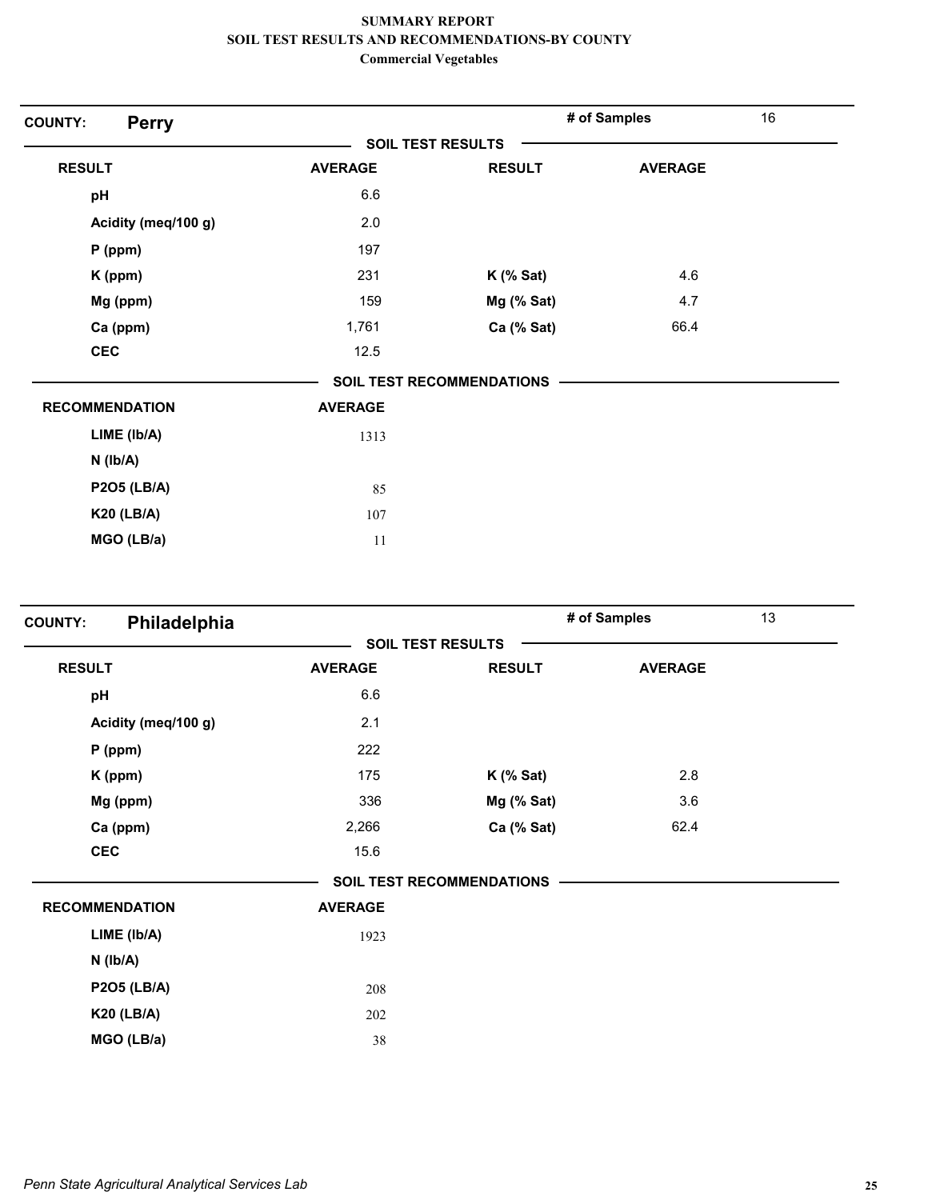**SUMMARY REPORT**
**SOIL TEST RESULTS AND RECOMMENDATIONS-BY COUNTY**
**Commercial Vegetables**

**COUNTY: Perry** | **# of Samples** 16

**SOIL TEST RESULTS**

| RESULT | AVERAGE | RESULT | AVERAGE |
|---|---|---|---|
| pH | 6.6 | | |
| Acidity (meq/100 g) | 2.0 | | |
| P (ppm) | 197 | | |
| K (ppm) | 231 | K (% Sat) | 4.6 |
| Mg (ppm) | 159 | Mg (% Sat) | 4.7 |
| Ca (ppm) | 1,761 | Ca (% Sat) | 66.4 |
| CEC | 12.5 | | |

**SOIL TEST RECOMMENDATIONS**

| RECOMMENDATION | AVERAGE |
|---|---|
| LIME (lb/A) | 1313 |
| N (lb/A) | |
| P2O5 (LB/A) | 85 |
| K20 (LB/A) | 107 |
| MGO (LB/a) | 11 |

**COUNTY: Philadelphia** | **# of Samples** 13

**SOIL TEST RESULTS**

| RESULT | AVERAGE | RESULT | AVERAGE |
|---|---|---|---|
| pH | 6.6 | | |
| Acidity (meq/100 g) | 2.1 | | |
| P (ppm) | 222 | | |
| K (ppm) | 175 | K (% Sat) | 2.8 |
| Mg (ppm) | 336 | Mg (% Sat) | 3.6 |
| Ca (ppm) | 2,266 | Ca (% Sat) | 62.4 |
| CEC | 15.6 | | |

**SOIL TEST RECOMMENDATIONS**

| RECOMMENDATION | AVERAGE |
|---|---|
| LIME (lb/A) | 1923 |
| N (lb/A) | |
| P2O5 (LB/A) | 208 |
| K20 (LB/A) | 202 |
| MGO (LB/a) | 38 |

*Penn State Agricultural Analytical Services Lab*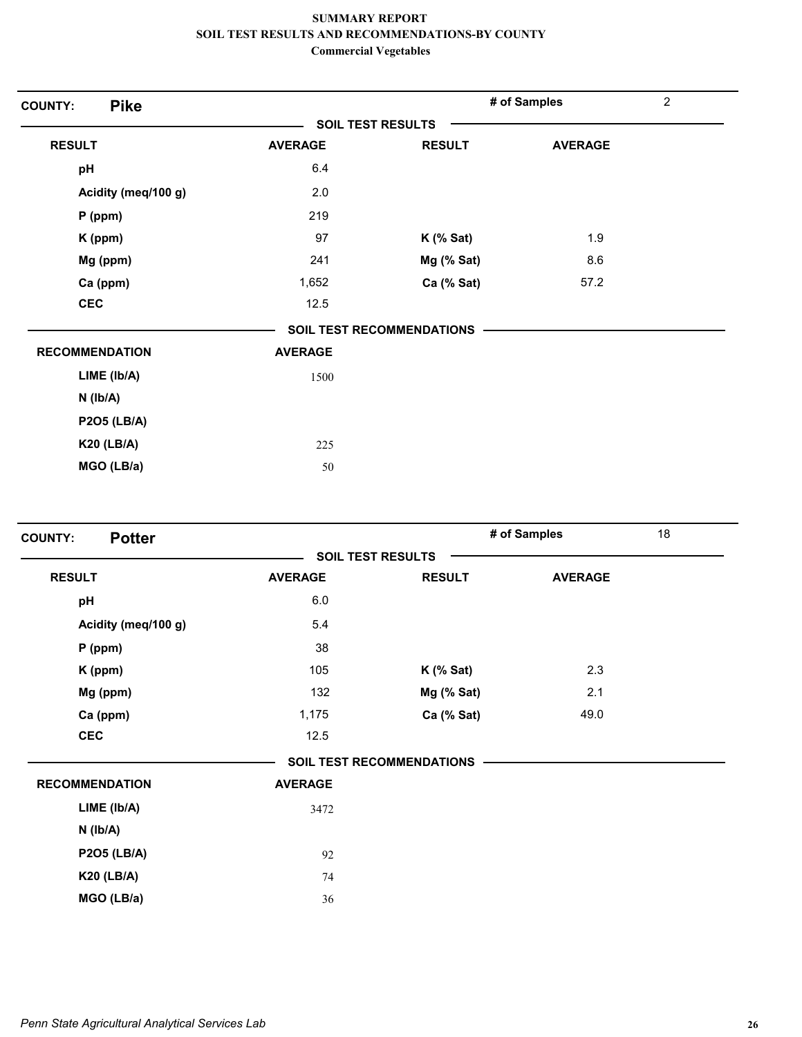**SUMMARY REPORT**
**SOIL TEST RESULTS AND RECOMMENDATIONS-BY COUNTY**
**Commercial Vegetables**

**COUNTY: Pike** — **# of Samples** 2

**SOIL TEST RESULTS**

| RESULT | AVERAGE | RESULT | AVERAGE |
|---|---|---|---|
| pH | 6.4 | | |
| Acidity (meq/100 g) | 2.0 | | |
| P (ppm) | 219 | | |
| K (ppm) | 97 | K (% Sat) | 1.9 |
| Mg (ppm) | 241 | Mg (% Sat) | 8.6 |
| Ca (ppm) | 1,652 | Ca (% Sat) | 57.2 |
| CEC | 12.5 | | |

**SOIL TEST RECOMMENDATIONS**

| RECOMMENDATION | AVERAGE |
|---|---|
| LIME (lb/A) | 1500 |
| N (lb/A) | |
| P2O5 (LB/A) | |
| K20 (LB/A) | 225 |
| MGO (LB/a) | 50 |

**COUNTY: Potter** — **# of Samples** 18

**SOIL TEST RESULTS**

| RESULT | AVERAGE | RESULT | AVERAGE |
|---|---|---|---|
| pH | 6.0 | | |
| Acidity (meq/100 g) | 5.4 | | |
| P (ppm) | 38 | | |
| K (ppm) | 105 | K (% Sat) | 2.3 |
| Mg (ppm) | 132 | Mg (% Sat) | 2.1 |
| Ca (ppm) | 1,175 | Ca (% Sat) | 49.0 |
| CEC | 12.5 | | |

**SOIL TEST RECOMMENDATIONS**

| RECOMMENDATION | AVERAGE |
|---|---|
| LIME (lb/A) | 3472 |
| N (lb/A) | |
| P2O5 (LB/A) | 92 |
| K20 (LB/A) | 74 |
| MGO (LB/a) | 36 |

*Penn State Agricultural Analytical Services Lab*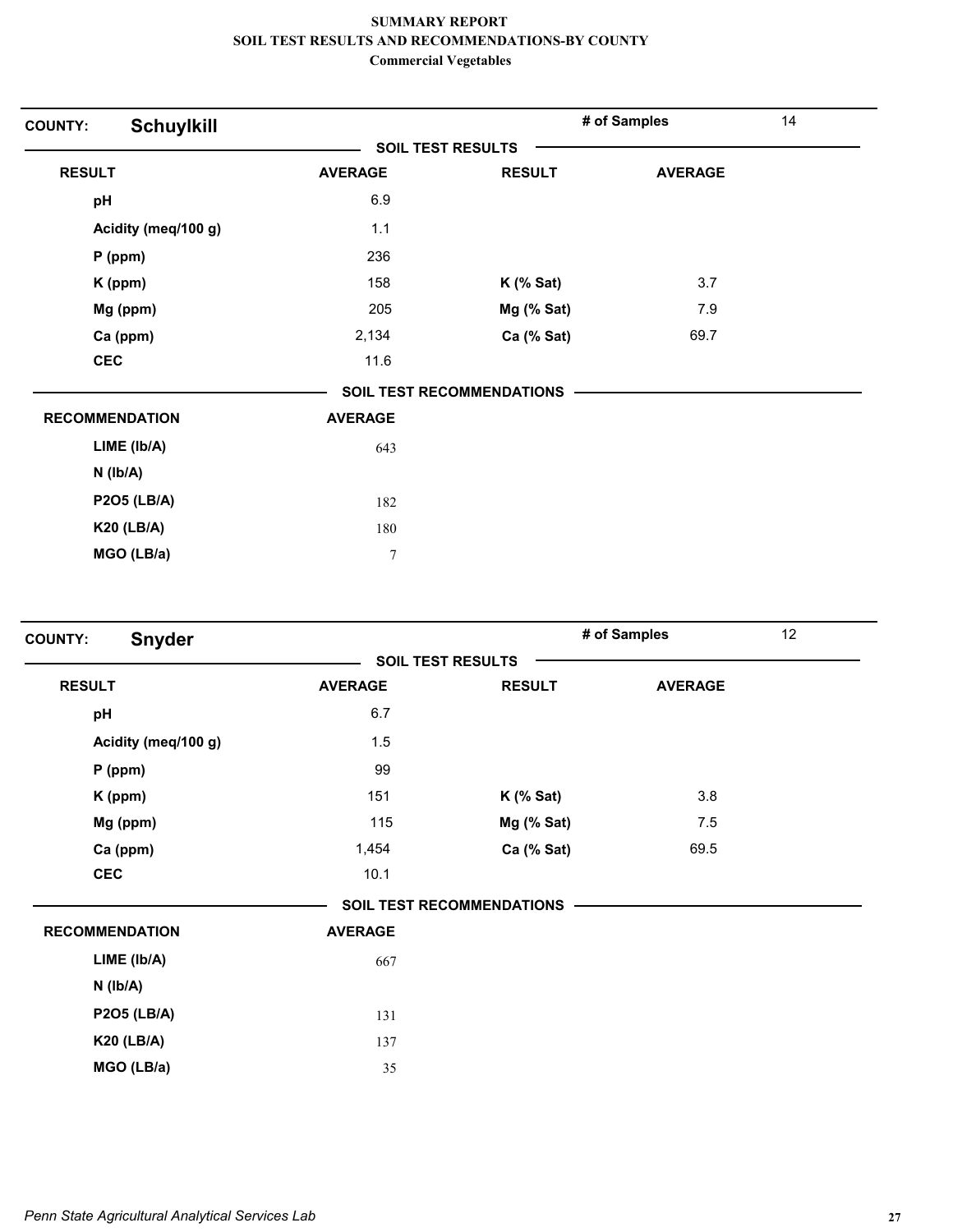**SUMMARY REPORT**
**SOIL TEST RESULTS AND RECOMMENDATIONS-BY COUNTY**
**Commercial Vegetables**

**COUNTY:** **Schuylkill** | **# of Samples** 14

**SOIL TEST RESULTS**

| RESULT | AVERAGE | RESULT | AVERAGE |
|---|---|---|---|
| pH | 6.9 | | |
| Acidity (meq/100 g) | 1.1 | | |
| P (ppm) | 236 | | |
| K (ppm) | 158 | K (% Sat) | 3.7 |
| Mg (ppm) | 205 | Mg (% Sat) | 7.9 |
| Ca (ppm) | 2,134 | Ca (% Sat) | 69.7 |
| CEC | 11.6 | | |

**SOIL TEST RECOMMENDATIONS**

| RECOMMENDATION | AVERAGE |
|---|---|
| LIME (lb/A) | 643 |
| N (lb/A) | |
| P2O5 (LB/A) | 182 |
| K20 (LB/A) | 180 |
| MGO (LB/a) | 7 |

**COUNTY:** **Snyder** | **# of Samples** 12

**SOIL TEST RESULTS**

| RESULT | AVERAGE | RESULT | AVERAGE |
|---|---|---|---|
| pH | 6.7 | | |
| Acidity (meq/100 g) | 1.5 | | |
| P (ppm) | 99 | | |
| K (ppm) | 151 | K (% Sat) | 3.8 |
| Mg (ppm) | 115 | Mg (% Sat) | 7.5 |
| Ca (ppm) | 1,454 | Ca (% Sat) | 69.5 |
| CEC | 10.1 | | |

**SOIL TEST RECOMMENDATIONS**

| RECOMMENDATION | AVERAGE |
|---|---|
| LIME (lb/A) | 667 |
| N (lb/A) | |
| P2O5 (LB/A) | 131 |
| K20 (LB/A) | 137 |
| MGO (LB/a) | 35 |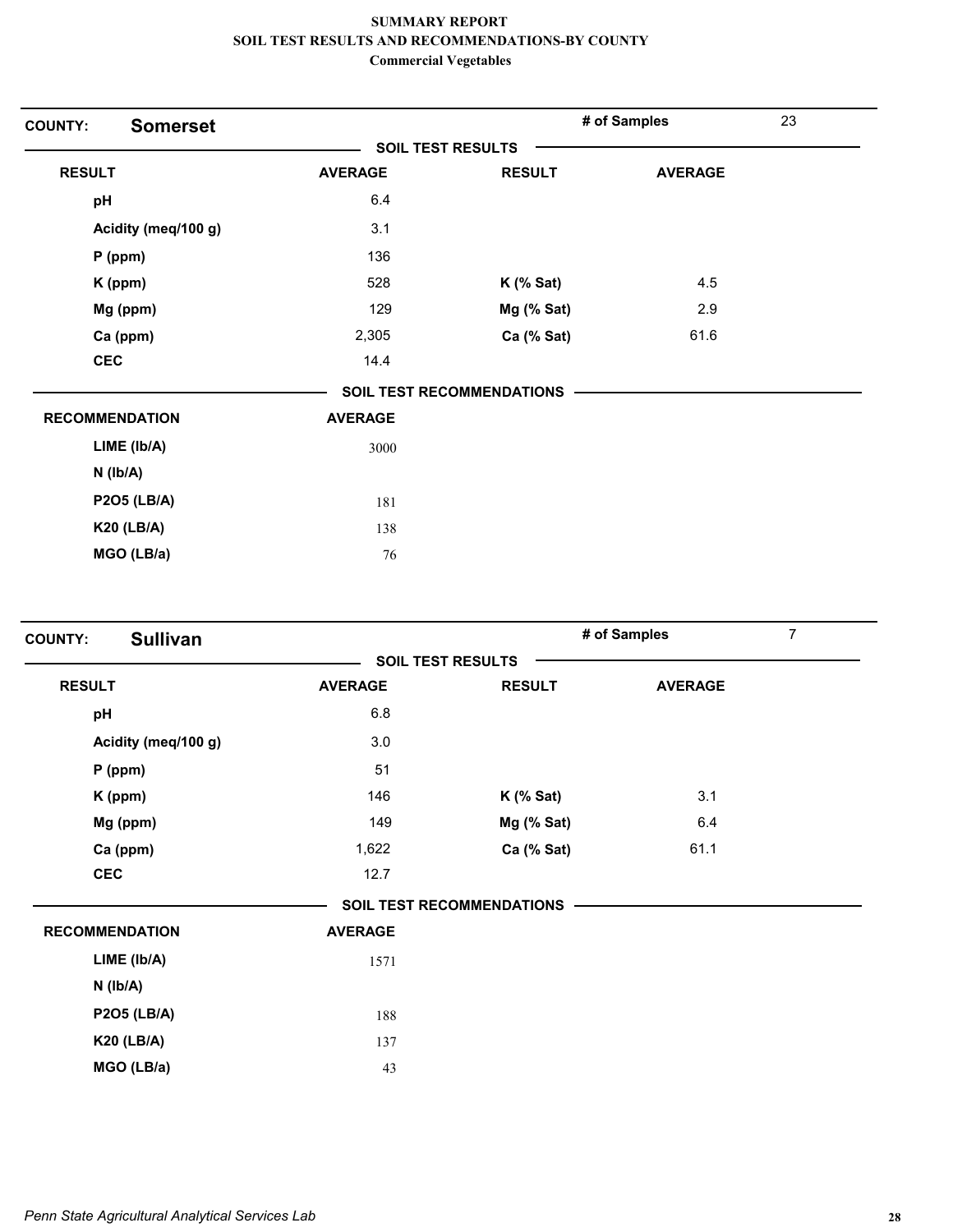# SUMMARY REPORT
## SOIL TEST RESULTS AND RECOMMENDATIONS-BY COUNTY
### Commercial Vegetables

**COUNTY: Somerset** — # of Samples: 23

**SOIL TEST RESULTS**

| RESULT | AVERAGE | RESULT | AVERAGE |
|---|---|---|---|
| pH | 6.4 | | |
| Acidity (meq/100 g) | 3.1 | | |
| P (ppm) | 136 | | |
| K (ppm) | 528 | K (% Sat) | 4.5 |
| Mg (ppm) | 129 | Mg (% Sat) | 2.9 |
| Ca (ppm) | 2,305 | Ca (% Sat) | 61.6 |
| CEC | 14.4 | | |

**SOIL TEST RECOMMENDATIONS**

| RECOMMENDATION | AVERAGE |
|---|---|
| LIME (lb/A) | 3000 |
| N (lb/A) | |
| P2O5 (LB/A) | 181 |
| K20 (LB/A) | 138 |
| MGO (LB/a) | 76 |

**COUNTY: Sullivan** — # of Samples: 7

**SOIL TEST RESULTS**

| RESULT | AVERAGE | RESULT | AVERAGE |
|---|---|---|---|
| pH | 6.8 | | |
| Acidity (meq/100 g) | 3.0 | | |
| P (ppm) | 51 | | |
| K (ppm) | 146 | K (% Sat) | 3.1 |
| Mg (ppm) | 149 | Mg (% Sat) | 6.4 |
| Ca (ppm) | 1,622 | Ca (% Sat) | 61.1 |
| CEC | 12.7 | | |

**SOIL TEST RECOMMENDATIONS**

| RECOMMENDATION | AVERAGE |
|---|---|
| LIME (lb/A) | 1571 |
| N (lb/A) | |
| P2O5 (LB/A) | 188 |
| K20 (LB/A) | 137 |
| MGO (LB/a) | 43 |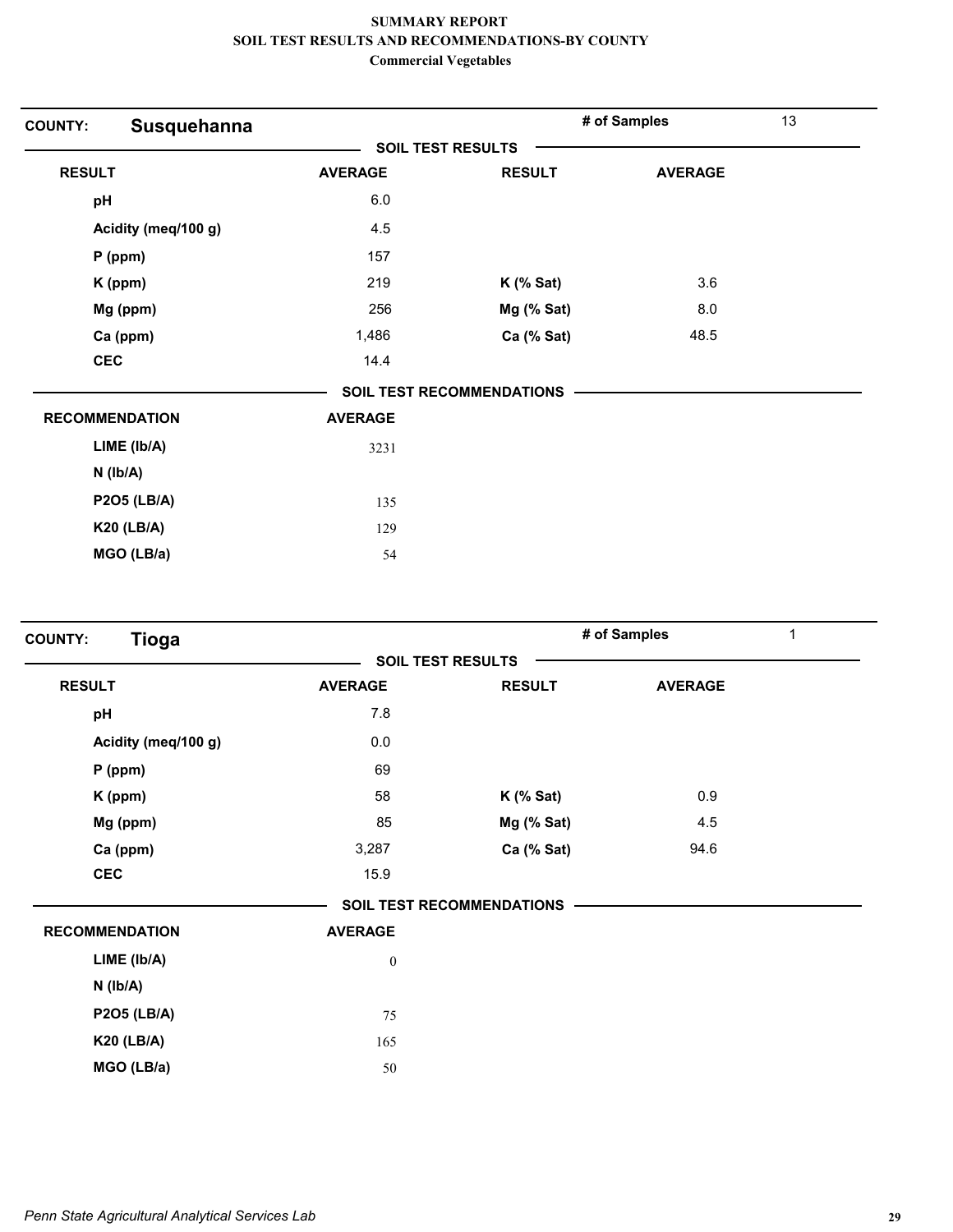# SUMMARY REPORT
## SOIL TEST RESULTS AND RECOMMENDATIONS-BY COUNTY
### Commercial Vegetables

**COUNTY: Susquehanna** — # of Samples: 13

**SOIL TEST RESULTS**

| RESULT | AVERAGE | RESULT | AVERAGE |
|---|---|---|---|
| pH | 6.0 | | |
| Acidity (meq/100 g) | 4.5 | | |
| P (ppm) | 157 | | |
| K (ppm) | 219 | K (% Sat) | 3.6 |
| Mg (ppm) | 256 | Mg (% Sat) | 8.0 |
| Ca (ppm) | 1,486 | Ca (% Sat) | 48.5 |
| CEC | 14.4 | | |

**SOIL TEST RECOMMENDATIONS**

| RECOMMENDATION | AVERAGE |
|---|---|
| LIME (lb/A) | 3231 |
| N (lb/A) | |
| P2O5 (LB/A) | 135 |
| K20 (LB/A) | 129 |
| MGO (LB/a) | 54 |

**COUNTY: Tioga** — # of Samples: 1

**SOIL TEST RESULTS**

| RESULT | AVERAGE | RESULT | AVERAGE |
|---|---|---|---|
| pH | 7.8 | | |
| Acidity (meq/100 g) | 0.0 | | |
| P (ppm) | 69 | | |
| K (ppm) | 58 | K (% Sat) | 0.9 |
| Mg (ppm) | 85 | Mg (% Sat) | 4.5 |
| Ca (ppm) | 3,287 | Ca (% Sat) | 94.6 |
| CEC | 15.9 | | |

**SOIL TEST RECOMMENDATIONS**

| RECOMMENDATION | AVERAGE |
|---|---|
| LIME (lb/A) | 0 |
| N (lb/A) | |
| P2O5 (LB/A) | 75 |
| K20 (LB/A) | 165 |
| MGO (LB/a) | 50 |

*Penn State Agricultural Analytical Services Lab*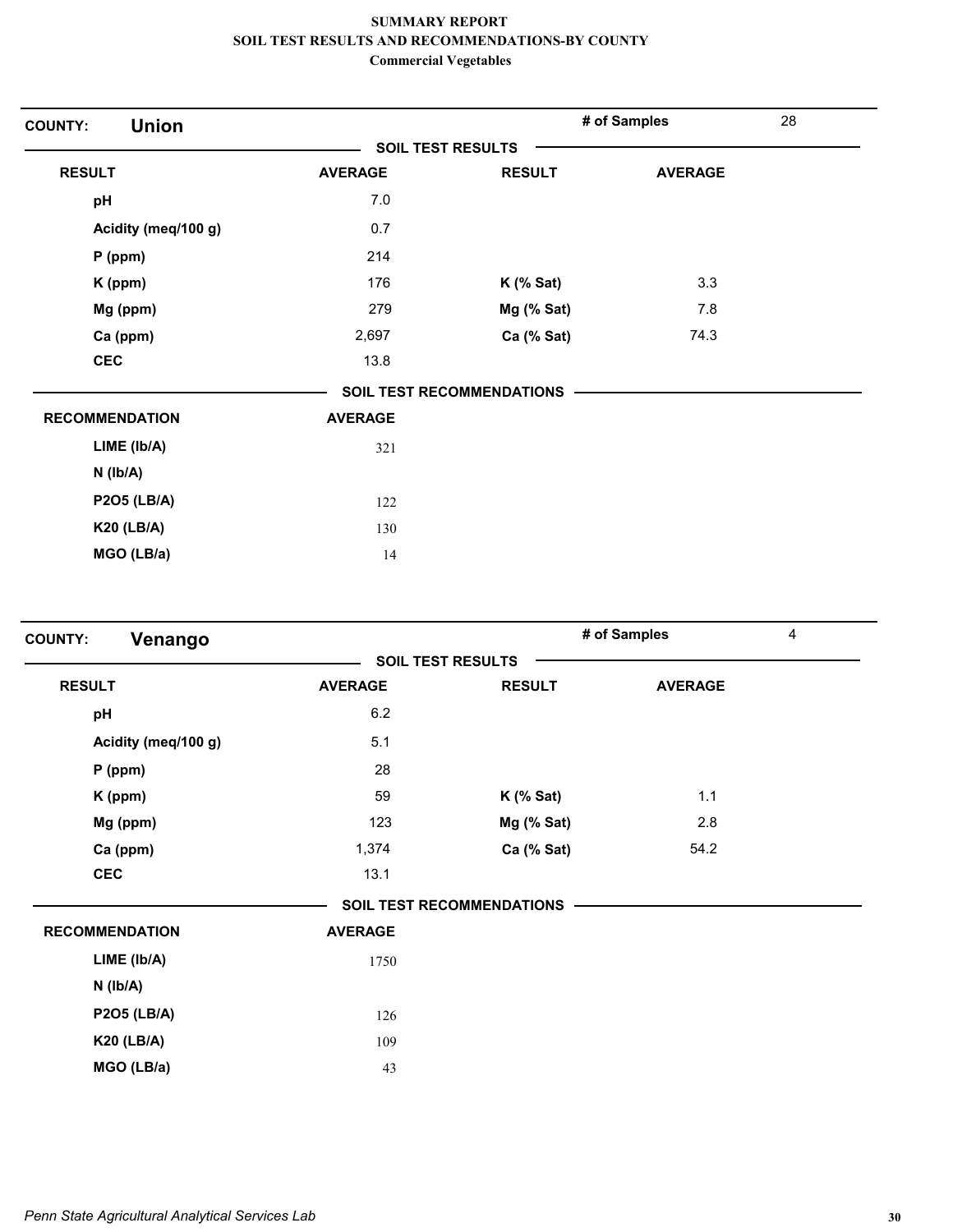# SUMMARY REPORT
## SOIL TEST RESULTS AND RECOMMENDATIONS-BY COUNTY
### Commercial Vegetables

**COUNTY: Union** — **# of Samples** 28

**SOIL TEST RESULTS**

| RESULT | AVERAGE | RESULT | AVERAGE |
|---|---|---|---|
| pH | 7.0 | | |
| Acidity (meq/100 g) | 0.7 | | |
| P (ppm) | 214 | | |
| K (ppm) | 176 | K (% Sat) | 3.3 |
| Mg (ppm) | 279 | Mg (% Sat) | 7.8 |
| Ca (ppm) | 2,697 | Ca (% Sat) | 74.3 |
| CEC | 13.8 | | |

**SOIL TEST RECOMMENDATIONS**

| RECOMMENDATION | AVERAGE |
|---|---|
| LIME (lb/A) | 321 |
| N (lb/A) | |
| P2O5 (LB/A) | 122 |
| K20 (LB/A) | 130 |
| MGO (LB/a) | 14 |

**COUNTY: Venango** — **# of Samples** 4

**SOIL TEST RESULTS**

| RESULT | AVERAGE | RESULT | AVERAGE |
|---|---|---|---|
| pH | 6.2 | | |
| Acidity (meq/100 g) | 5.1 | | |
| P (ppm) | 28 | | |
| K (ppm) | 59 | K (% Sat) | 1.1 |
| Mg (ppm) | 123 | Mg (% Sat) | 2.8 |
| Ca (ppm) | 1,374 | Ca (% Sat) | 54.2 |
| CEC | 13.1 | | |

**SOIL TEST RECOMMENDATIONS**

| RECOMMENDATION | AVERAGE |
|---|---|
| LIME (lb/A) | 1750 |
| N (lb/A) | |
| P2O5 (LB/A) | 126 |
| K20 (LB/A) | 109 |
| MGO (LB/a) | 43 |

*Penn State Agricultural Analytical Services Lab*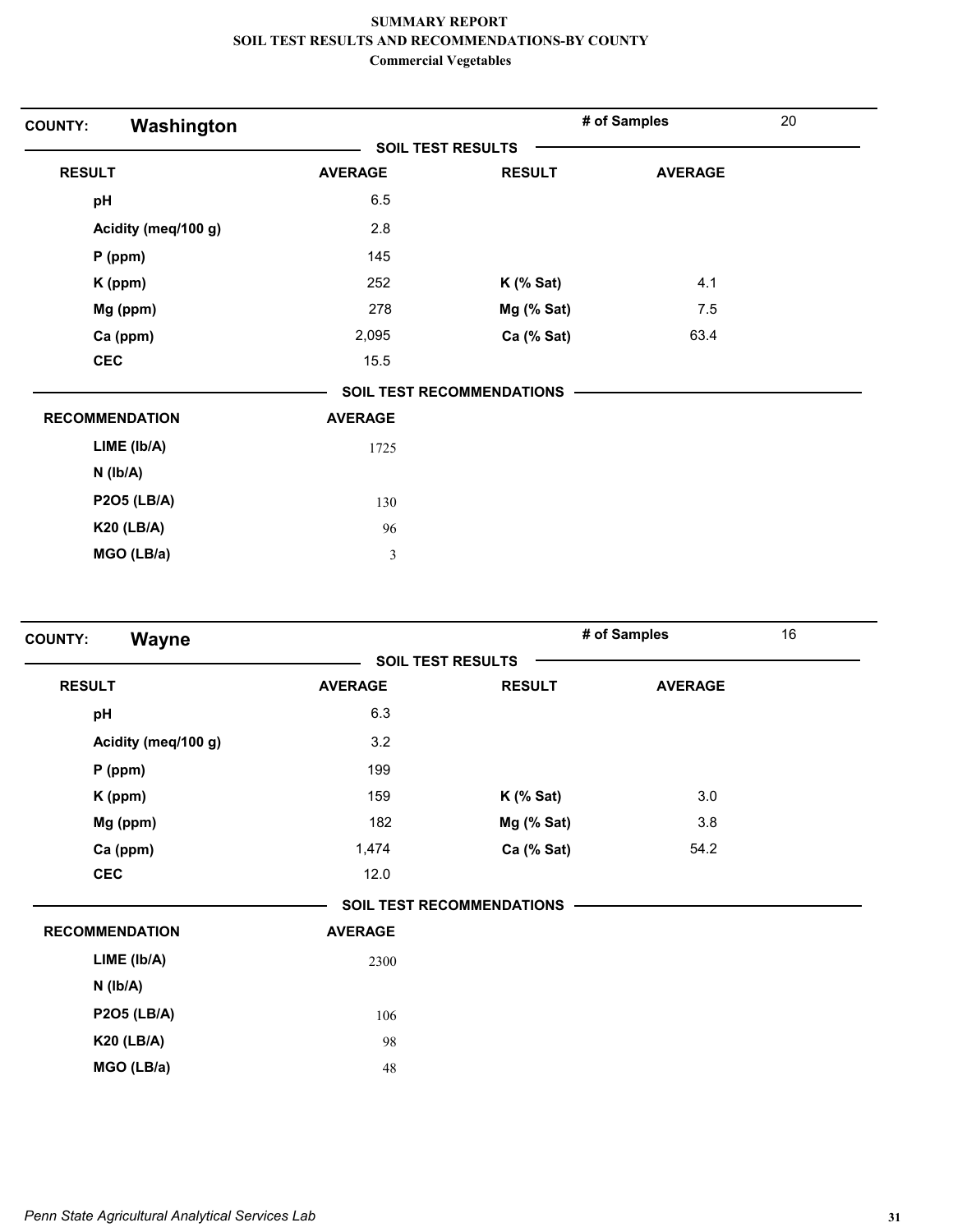# SUMMARY REPORT
## SOIL TEST RESULTS AND RECOMMENDATIONS-BY COUNTY
### Commercial Vegetables

**COUNTY: Washington** — **# of Samples** 20

**SOIL TEST RESULTS**

| RESULT | AVERAGE | RESULT | AVERAGE |
|---|---|---|---|
| pH | 6.5 | | |
| Acidity (meq/100 g) | 2.8 | | |
| P (ppm) | 145 | | |
| K (ppm) | 252 | K (% Sat) | 4.1 |
| Mg (ppm) | 278 | Mg (% Sat) | 7.5 |
| Ca (ppm) | 2,095 | Ca (% Sat) | 63.4 |
| CEC | 15.5 | | |

**SOIL TEST RECOMMENDATIONS**

| RECOMMENDATION | AVERAGE |
|---|---|
| LIME (lb/A) | 1725 |
| N (lb/A) | |
| P2O5 (LB/A) | 130 |
| K20 (LB/A) | 96 |
| MGO (LB/a) | 3 |

**COUNTY: Wayne** — **# of Samples** 16

**SOIL TEST RESULTS**

| RESULT | AVERAGE | RESULT | AVERAGE |
|---|---|---|---|
| pH | 6.3 | | |
| Acidity (meq/100 g) | 3.2 | | |
| P (ppm) | 199 | | |
| K (ppm) | 159 | K (% Sat) | 3.0 |
| Mg (ppm) | 182 | Mg (% Sat) | 3.8 |
| Ca (ppm) | 1,474 | Ca (% Sat) | 54.2 |
| CEC | 12.0 | | |

**SOIL TEST RECOMMENDATIONS**

| RECOMMENDATION | AVERAGE |
|---|---|
| LIME (lb/A) | 2300 |
| N (lb/A) | |
| P2O5 (LB/A) | 106 |
| K20 (LB/A) | 98 |
| MGO (LB/a) | 48 |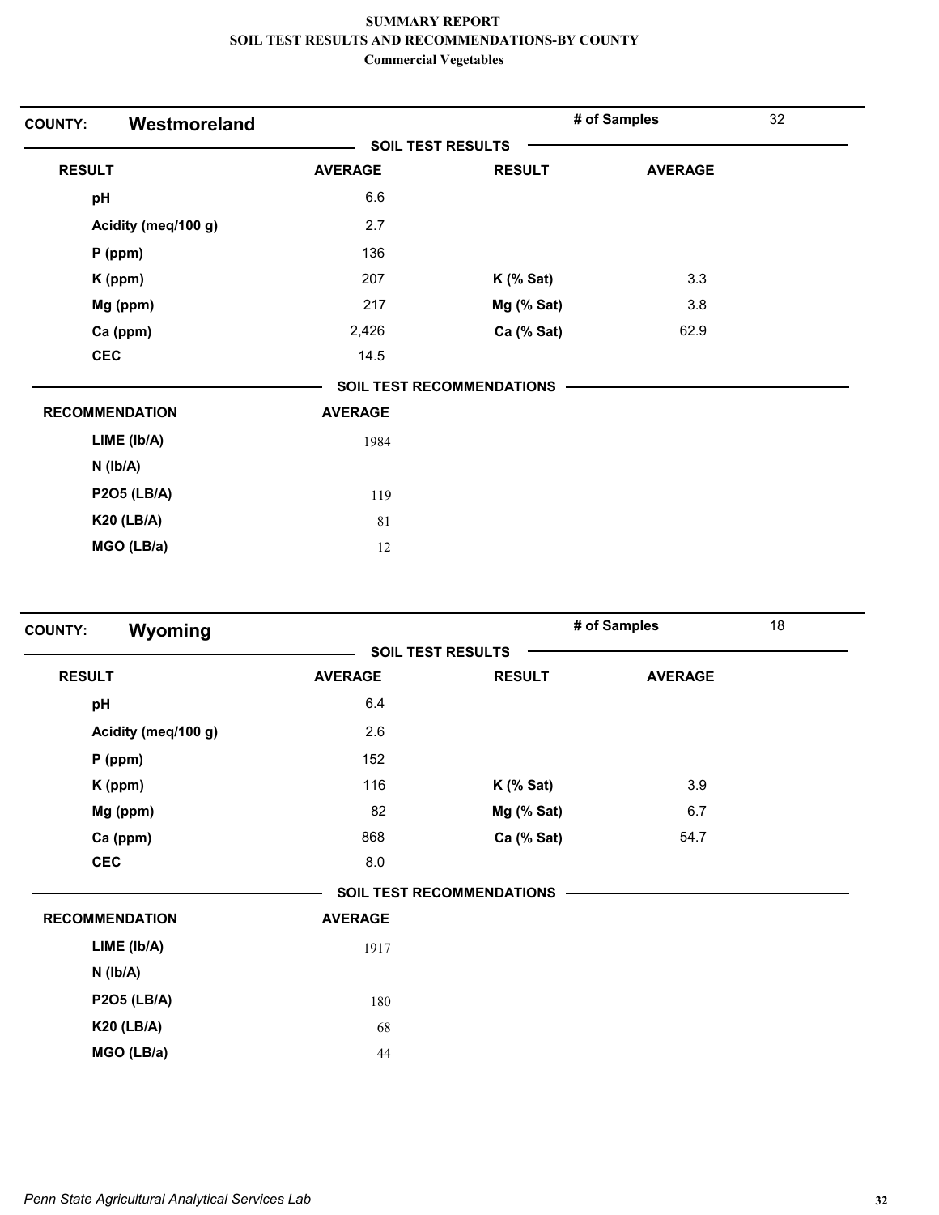# SUMMARY REPORT
## SOIL TEST RESULTS AND RECOMMENDATIONS-BY COUNTY
### Commercial Vegetables

**COUNTY:** **Westmoreland** | **# of Samples** 32

**SOIL TEST RESULTS**

| RESULT | AVERAGE | RESULT | AVERAGE |
|---|---|---|---|
| pH | 6.6 | | |
| Acidity (meq/100 g) | 2.7 | | |
| P (ppm) | 136 | | |
| K (ppm) | 207 | K (% Sat) | 3.3 |
| Mg (ppm) | 217 | Mg (% Sat) | 3.8 |
| Ca (ppm) | 2,426 | Ca (% Sat) | 62.9 |
| CEC | 14.5 | | |

**SOIL TEST RECOMMENDATIONS**

| RECOMMENDATION | AVERAGE |
|---|---|
| LIME (lb/A) | 1984 |
| N (lb/A) | |
| P2O5 (LB/A) | 119 |
| K20 (LB/A) | 81 |
| MGO (LB/a) | 12 |

**COUNTY:** **Wyoming** | **# of Samples** 18

**SOIL TEST RESULTS**

| RESULT | AVERAGE | RESULT | AVERAGE |
|---|---|---|---|
| pH | 6.4 | | |
| Acidity (meq/100 g) | 2.6 | | |
| P (ppm) | 152 | | |
| K (ppm) | 116 | K (% Sat) | 3.9 |
| Mg (ppm) | 82 | Mg (% Sat) | 6.7 |
| Ca (ppm) | 868 | Ca (% Sat) | 54.7 |
| CEC | 8.0 | | |

**SOIL TEST RECOMMENDATIONS**

| RECOMMENDATION | AVERAGE |
|---|---|
| LIME (lb/A) | 1917 |
| N (lb/A) | |
| P2O5 (LB/A) | 180 |
| K20 (LB/A) | 68 |
| MGO (LB/a) | 44 |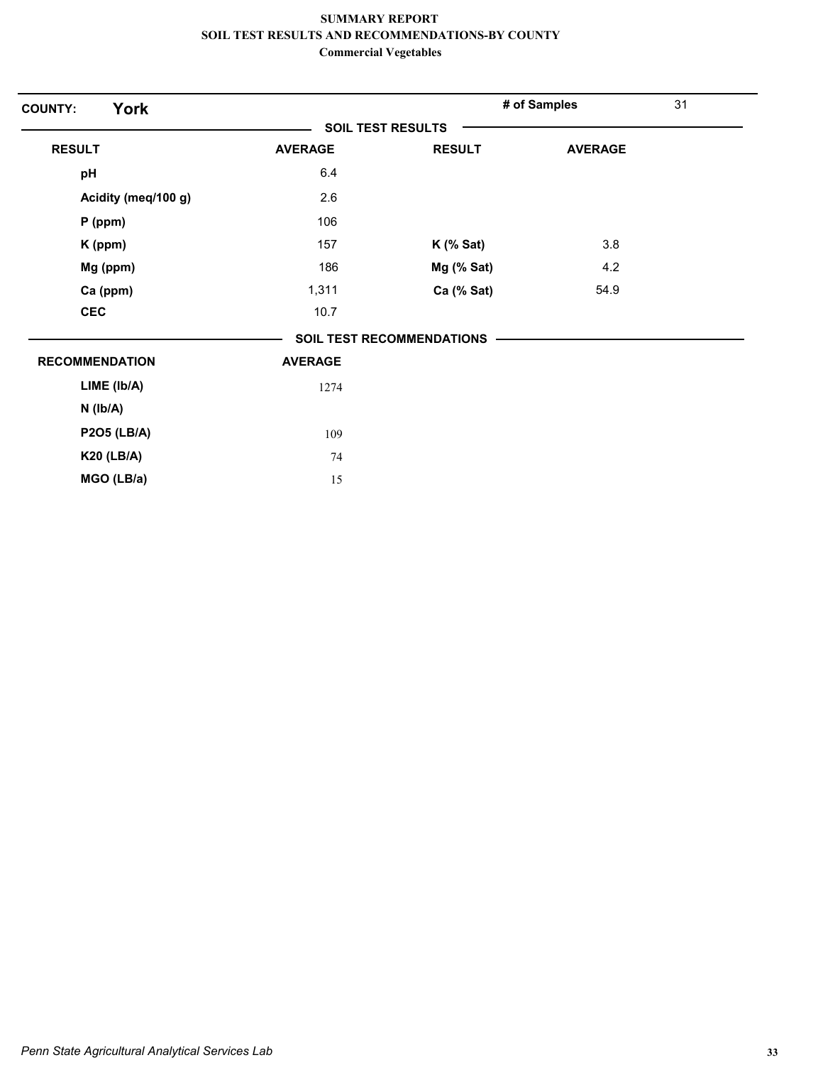**SUMMARY REPORT**
**SOIL TEST RESULTS AND RECOMMENDATIONS-BY COUNTY**
**Commercial Vegetables**

**COUNTY: York** | **# of Samples** 31

**SOIL TEST RESULTS**

| RESULT | AVERAGE | RESULT | AVERAGE |
|---|---|---|---|
| pH | 6.4 | | |
| Acidity (meq/100 g) | 2.6 | | |
| P (ppm) | 106 | | |
| K (ppm) | 157 | K (% Sat) | 3.8 |
| Mg (ppm) | 186 | Mg (% Sat) | 4.2 |
| Ca (ppm) | 1,311 | Ca (% Sat) | 54.9 |
| CEC | 10.7 | | |

**SOIL TEST RECOMMENDATIONS**

| RECOMMENDATION | AVERAGE |
|---|---|
| LIME (lb/A) | 1274 |
| N (lb/A) | |
| P2O5 (LB/A) | 109 |
| K20 (LB/A) | 74 |
| MGO (LB/a) | 15 |

*Penn State Agricultural Analytical Services Lab*